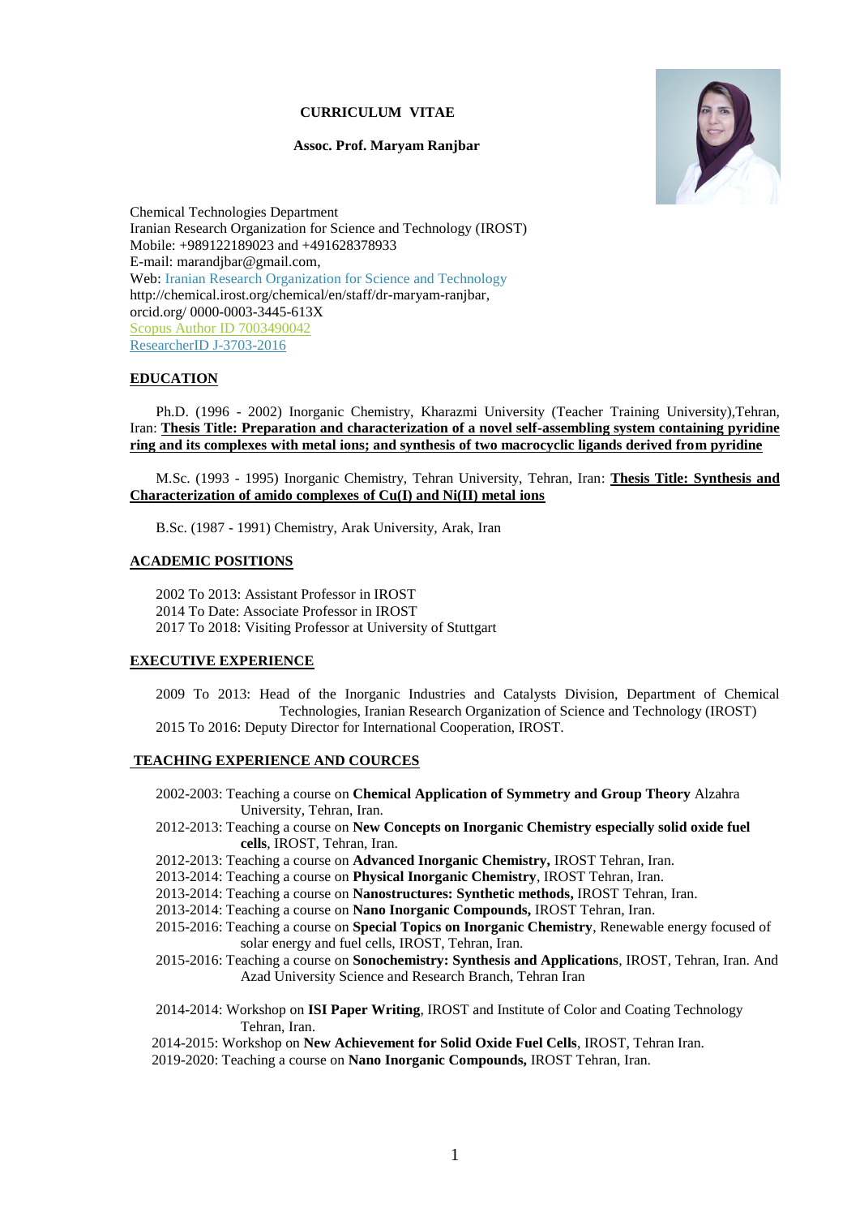# CURRICULUM VITAE

**Assoc. Prof. Maryam Ranjbar**

Chemical Technologies Department
Iranian Research Organization for Science and Technology (IROST)
Mobile: +989122189023 and +491628378933
E-mail: marandjbar@gmail.com,
Web: Iranian Research Organization for Science and Technology
http://chemical.irost.org/chemical/en/staff/dr-maryam-ranjbar,
orcid.org/ 0000-0003-3445-613X
Scopus Author ID 7003490042
ResearcherID J-3703-2016

## EDUCATION

Ph.D. (1996 - 2002) Inorganic Chemistry, Kharazmi University (Teacher Training University),Tehran, Iran: **Thesis Title: Preparation and characterization of a novel self-assembling system containing pyridine ring and its complexes with metal ions; and synthesis of two macrocyclic ligands derived from pyridine**

M.Sc. (1993 - 1995) Inorganic Chemistry, Tehran University, Tehran, Iran: **Thesis Title: Synthesis and Characterization of amido complexes of Cu(I) and Ni(II) metal ions**

B.Sc. (1987 - 1991) Chemistry, Arak University, Arak, Iran

## ACADEMIC POSITIONS

2002 To 2013: Assistant Professor in IROST
2014 To Date: Associate Professor in IROST
2017 To 2018: Visiting Professor at University of Stuttgart

## EXECUTIVE EXPERIENCE

2009 To 2013: Head of the Inorganic Industries and Catalysts Division, Department of Chemical Technologies, Iranian Research Organization of Science and Technology (IROST)
2015 To 2016: Deputy Director for International Cooperation, IROST.

## TEACHING EXPERIENCE AND COURCES

- 2002-2003: Teaching a course on **Chemical Application of Symmetry and Group Theory** Alzahra University, Tehran, Iran.
- 2012-2013: Teaching a course on **New Concepts on Inorganic Chemistry especially solid oxide fuel cells**, IROST, Tehran, Iran.
- 2012-2013: Teaching a course on **Advanced Inorganic Chemistry,** IROST Tehran, Iran.
- 2013-2014: Teaching a course on **Physical Inorganic Chemistry**, IROST Tehran, Iran.
- 2013-2014: Teaching a course on **Nanostructures: Synthetic methods,** IROST Tehran, Iran.
- 2013-2014: Teaching a course on **Nano Inorganic Compounds,** IROST Tehran, Iran.
- 2015-2016: Teaching a course on **Special Topics on Inorganic Chemistry**, Renewable energy focused of solar energy and fuel cells, IROST, Tehran, Iran.
- 2015-2016: Teaching a course on **Sonochemistry: Synthesis and Applications**, IROST, Tehran, Iran. And Azad University Science and Research Branch, Tehran Iran

- 2014-2014: Workshop on **ISI Paper Writing**, IROST and Institute of Color and Coating Technology Tehran, Iran.
- 2014-2015: Workshop on **New Achievement for Solid Oxide Fuel Cells**, IROST, Tehran Iran.
- 2019-2020: Teaching a course on **Nano Inorganic Compounds,** IROST Tehran, Iran.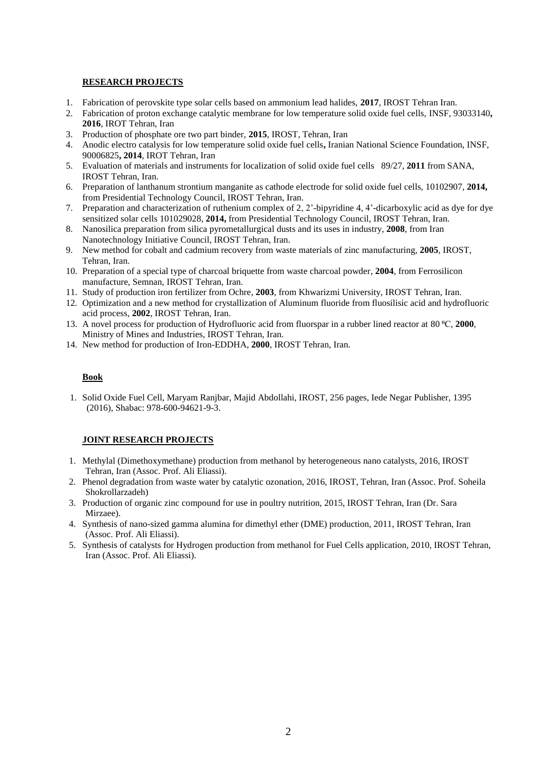## RESEARCH PROJECTS

1. Fabrication of perovskite type solar cells based on ammonium lead halides, **2017**, IROST Tehran Iran.
2. Fabrication of proton exchange catalytic membrane for low temperature solid oxide fuel cells, INSF, 93033140**, 2016**, IROT Tehran, Iran
3. Production of phosphate ore two part binder, **2015**, IROST, Tehran, Iran
4. Anodic electro catalysis for low temperature solid oxide fuel cells**,** Iranian National Science Foundation, INSF, 90006825**, 2014**, IROT Tehran, Iran
5. Evaluation of materials and instruments for localization of solid oxide fuel cells 89/27, **2011** from SANA, IROST Tehran, Iran.
6. Preparation of lanthanum strontium manganite as cathode electrode for solid oxide fuel cells, 10102907, **2014,** from Presidential Technology Council, IROST Tehran, Iran.
7. Preparation and characterization of ruthenium complex of 2, 2'-bipyridine 4, 4'-dicarboxylic acid as dye for dye sensitized solar cells 101029028, **2014,** from Presidential Technology Council, IROST Tehran, Iran.
8. Nanosilica preparation from silica pyrometallurgical dusts and its uses in industry, **2008**, from Iran Nanotechnology Initiative Council, IROST Tehran, Iran.
9. New method for cobalt and cadmium recovery from waste materials of zinc manufacturing, **2005**, IROST, Tehran, Iran.
10. Preparation of a special type of charcoal briquette from waste charcoal powder, **2004**, from Ferrosilicon manufacture, Semnan, IROST Tehran, Iran.
11. Study of production iron fertilizer from Ochre, **2003**, from Khwarizmi University, IROST Tehran, Iran.
12. Optimization and a new method for crystallization of Aluminum fluoride from fluosilisic acid and hydrofluoric acid process, **2002**, IROST Tehran, Iran.
13. A novel process for production of Hydrofluoric acid from fluorspar in a rubber lined reactor at 80 ºC, **2000**, Ministry of Mines and Industries, IROST Tehran, Iran.
14. New method for production of Iron-EDDHA, **2000**, IROST Tehran, Iran.

## Book

1. Solid Oxide Fuel Cell, Maryam Ranjbar, Majid Abdollahi, IROST, 256 pages, Iede Negar Publisher, 1395 (2016), Shabac: 978-600-94621-9-3.

## JOINT RESEARCH PROJECTS

1. Methylal (Dimethoxymethane) production from methanol by heterogeneous nano catalysts, 2016, IROST Tehran, Iran (Assoc. Prof. Ali Eliassi).
2. Phenol degradation from waste water by catalytic ozonation, 2016, IROST, Tehran, Iran (Assoc. Prof. Soheila Shokrollarzadeh)
3. Production of organic zinc compound for use in poultry nutrition, 2015, IROST Tehran, Iran (Dr. Sara Mirzaee).
4. Synthesis of nano-sized gamma alumina for dimethyl ether (DME) production, 2011, IROST Tehran, Iran (Assoc. Prof. Ali Eliassi).
5. Synthesis of catalysts for Hydrogen production from methanol for Fuel Cells application, 2010, IROST Tehran, Iran (Assoc. Prof. Ali Eliassi).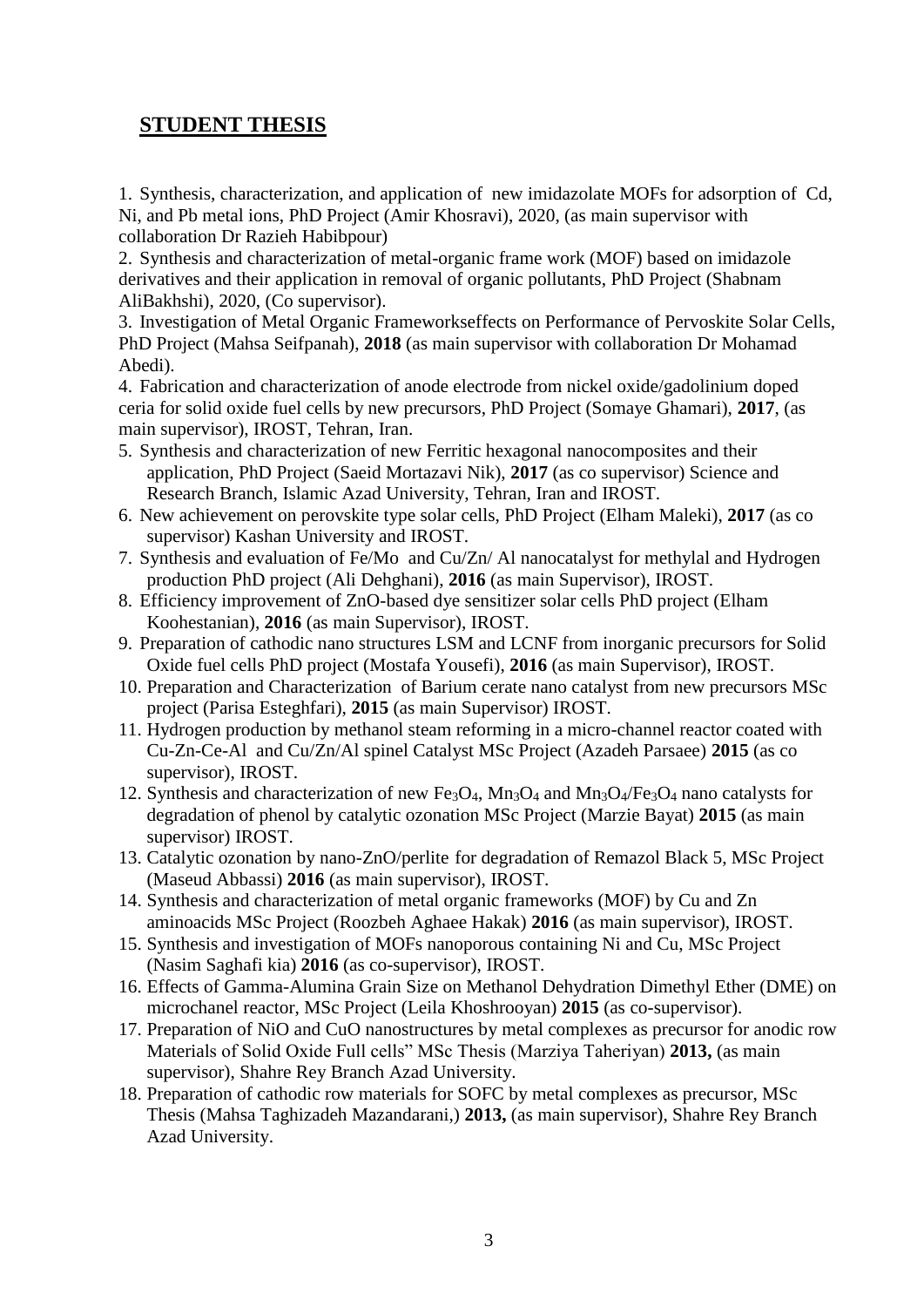## STUDENT THESIS

1. Synthesis, characterization, and application of new imidazolate MOFs for adsorption of Cd, Ni, and Pb metal ions, PhD Project (Amir Khosravi), 2020, (as main supervisor with collaboration Dr Razieh Habibpour)
2. Synthesis and characterization of metal-organic frame work (MOF) based on imidazole derivatives and their application in removal of organic pollutants, PhD Project (Shabnam AliBakhshi), 2020, (Co supervisor).
3. Investigation of Metal Organic Frameworkseffects on Performance of Pervoskite Solar Cells, PhD Project (Mahsa Seifpanah), **2018** (as main supervisor with collaboration Dr Mohamad Abedi).
4. Fabrication and characterization of anode electrode from nickel oxide/gadolinium doped ceria for solid oxide fuel cells by new precursors, PhD Project (Somaye Ghamari), **2017**, (as main supervisor), IROST, Tehran, Iran.
5. Synthesis and characterization of new Ferritic hexagonal nanocomposites and their application, PhD Project (Saeid Mortazavi Nik), **2017** (as co supervisor) Science and Research Branch, Islamic Azad University, Tehran, Iran and IROST.
6. New achievement on perovskite type solar cells, PhD Project (Elham Maleki), **2017** (as co supervisor) Kashan University and IROST.
7. Synthesis and evaluation of Fe/Mo and Cu/Zn/ Al nanocatalyst for methylal and Hydrogen production PhD project (Ali Dehghani), **2016** (as main Supervisor), IROST.
8. Efficiency improvement of ZnO-based dye sensitizer solar cells PhD project (Elham Koohestanian), **2016** (as main Supervisor), IROST.
9. Preparation of cathodic nano structures LSM and LCNF from inorganic precursors for Solid Oxide fuel cells PhD project (Mostafa Yousefi), **2016** (as main Supervisor), IROST.
10. Preparation and Characterization of Barium cerate nano catalyst from new precursors MSc project (Parisa Esteghfari), **2015** (as main Supervisor) IROST.
11. Hydrogen production by methanol steam reforming in a micro-channel reactor coated with Cu-Zn-Ce-Al and Cu/Zn/Al spinel Catalyst MSc Project (Azadeh Parsaee) **2015** (as co supervisor), IROST.
12. Synthesis and characterization of new $Fe_3O_4$, $Mn_3O_4$ and $Mn_3O_4/Fe_3O_4$ nano catalysts for degradation of phenol by catalytic ozonation MSc Project (Marzie Bayat) **2015** (as main supervisor) IROST.
13. Catalytic ozonation by nano-ZnO/perlite for degradation of Remazol Black 5, MSc Project (Maseud Abbassi) **2016** (as main supervisor), IROST.
14. Synthesis and characterization of metal organic frameworks (MOF) by Cu and Zn aminoacids MSc Project (Roozbeh Aghaee Hakak) **2016** (as main supervisor), IROST.
15. Synthesis and investigation of MOFs nanoporous containing Ni and Cu, MSc Project (Nasim Saghafi kia) **2016** (as co-supervisor), IROST.
16. Effects of Gamma-Alumina Grain Size on Methanol Dehydration Dimethyl Ether (DME) on microchanel reactor, MSc Project (Leila Khoshrooyan) **2015** (as co-supervisor).
17. Preparation of NiO and CuO nanostructures by metal complexes as precursor for anodic row Materials of Solid Oxide Full cells" MSc Thesis (Marziya Taheriyan) **2013,** (as main supervisor), Shahre Rey Branch Azad University.
18. Preparation of cathodic row materials for SOFC by metal complexes as precursor, MSc Thesis (Mahsa Taghizadeh Mazandarani,) **2013,** (as main supervisor), Shahre Rey Branch Azad University.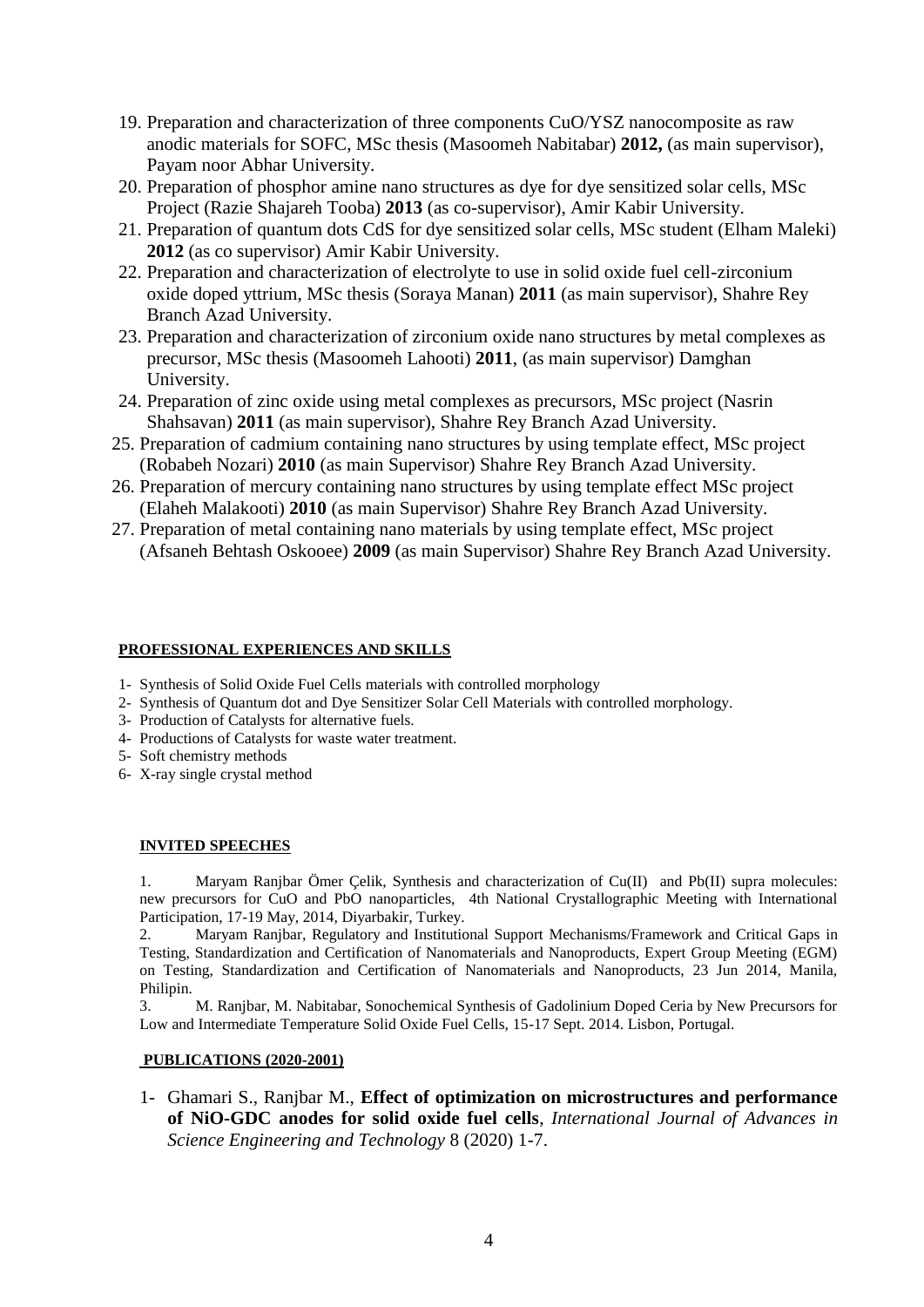19. Preparation and characterization of three components CuO/YSZ nanocomposite as raw anodic materials for SOFC, MSc thesis (Masoomeh Nabitabar) **2012,** (as main supervisor), Payam noor Abhar University.
20. Preparation of phosphor amine nano structures as dye for dye sensitized solar cells, MSc Project (Razie Shajareh Tooba) **2013** (as co-supervisor), Amir Kabir University.
21. Preparation of quantum dots CdS for dye sensitized solar cells, MSc student (Elham Maleki) **2012** (as co supervisor) Amir Kabir University.
22. Preparation and characterization of electrolyte to use in solid oxide fuel cell-zirconium oxide doped yttrium, MSc thesis (Soraya Manan) **2011** (as main supervisor), Shahre Rey Branch Azad University.
23. Preparation and characterization of zirconium oxide nano structures by metal complexes as precursor, MSc thesis (Masoomeh Lahooti) **2011**, (as main supervisor) Damghan University.
24. Preparation of zinc oxide using metal complexes as precursors, MSc project (Nasrin Shahsavan) **2011** (as main supervisor), Shahre Rey Branch Azad University.
25. Preparation of cadmium containing nano structures by using template effect, MSc project (Robabeh Nozari) **2010** (as main Supervisor) Shahre Rey Branch Azad University.
26. Preparation of mercury containing nano structures by using template effect MSc project (Elaheh Malakooti) **2010** (as main Supervisor) Shahre Rey Branch Azad University.
27. Preparation of metal containing nano materials by using template effect, MSc project (Afsaneh Behtash Oskooee) **2009** (as main Supervisor) Shahre Rey Branch Azad University.

## PROFESSIONAL EXPERIENCES AND SKILLS

1- Synthesis of Solid Oxide Fuel Cells materials with controlled morphology
2- Synthesis of Quantum dot and Dye Sensitizer Solar Cell Materials with controlled morphology.
3- Production of Catalysts for alternative fuels.
4- Productions of Catalysts for waste water treatment.
5- Soft chemistry methods
6- X-ray single crystal method

## INVITED SPEECHES

1. Maryam Ranjbar Ömer Çelik, Synthesis and characterization of Cu(II) and Pb(II) supra molecules: new precursors for CuO and PbO nanoparticles, 4th National Crystallographic Meeting with International Participation, 17-19 May, 2014, Diyarbakir, Turkey.
2. Maryam Ranjbar, Regulatory and Institutional Support Mechanisms/Framework and Critical Gaps in Testing, Standardization and Certification of Nanomaterials and Nanoproducts, Expert Group Meeting (EGM) on Testing, Standardization and Certification of Nanomaterials and Nanoproducts, 23 Jun 2014, Manila, Philipin.
3. M. Ranjbar, M. Nabitabar, Sonochemical Synthesis of Gadolinium Doped Ceria by New Precursors for Low and Intermediate Temperature Solid Oxide Fuel Cells, 15-17 Sept. 2014. Lisbon, Portugal.

## PUBLICATIONS (2020-2001)

1- Ghamari S., Ranjbar M., **Effect of optimization on microstructures and performance of NiO-GDC anodes for solid oxide fuel cells**, *International Journal of Advances in Science Engineering and Technology* 8 (2020) 1-7.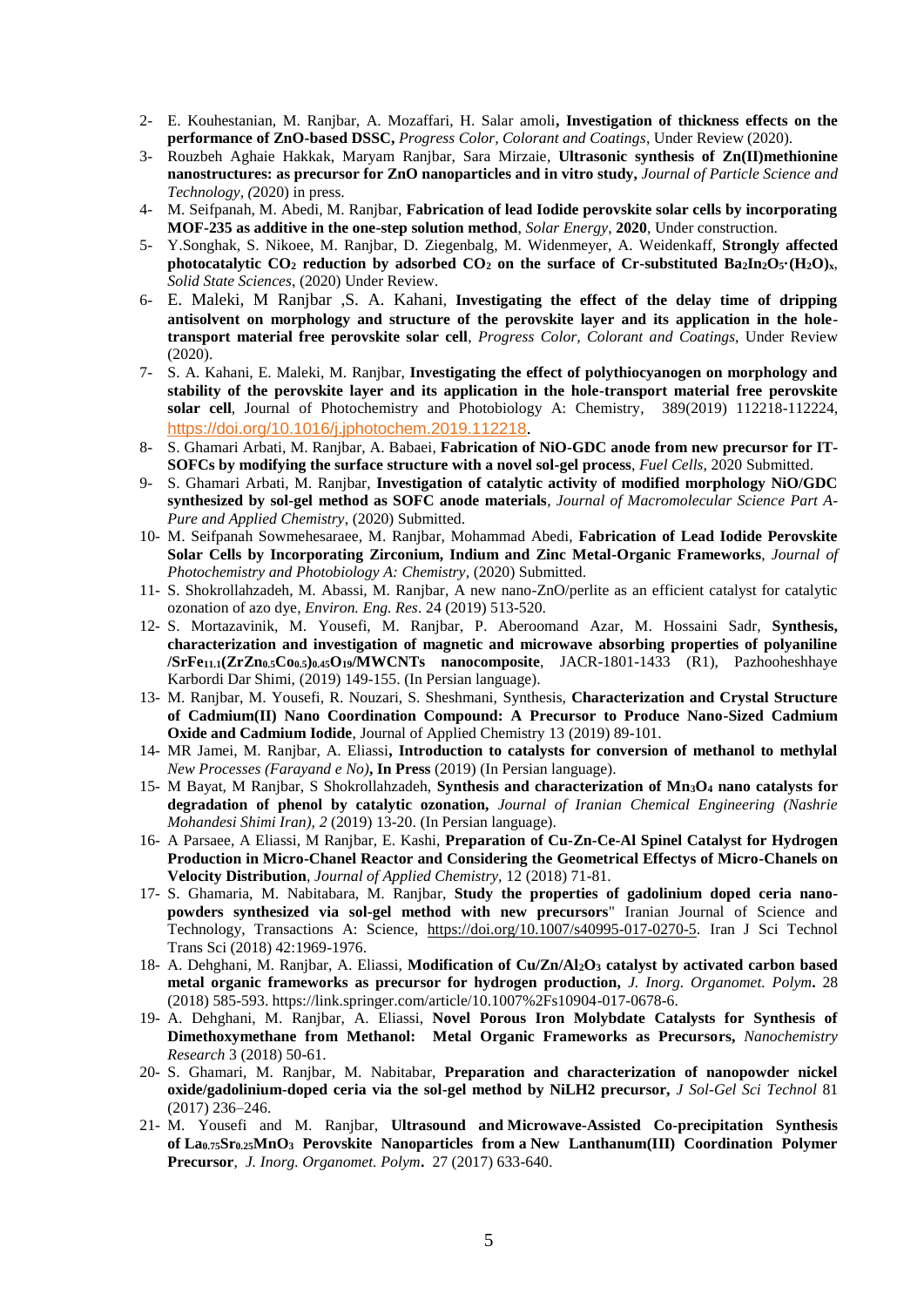2- E. Kouhestanian, M. Ranjbar, A. Mozaffari, H. Salar amoli**, Investigation of thickness effects on the performance of ZnO-based DSSC,** *Progress Color, Colorant and Coatings*, Under Review (2020).

3- Rouzbeh Aghaie Hakkak, Maryam Ranjbar, Sara Mirzaie, **Ultrasonic synthesis of Zn(II)methionine nanostructures: as precursor for ZnO nanoparticles and in vitro study,** *Journal of Particle Science and Technology, (*2020) in press.

4- M. Seifpanah, M. Abedi, M. Ranjbar, **Fabrication of lead Iodide perovskite solar cells by incorporating MOF-235 as additive in the one-step solution method**, *Solar Energy*, **2020**, Under construction.

5- Y.Songhak, S. Nikoee, M. Ranjbar, D. Ziegenbalg, M. Widenmeyer, A. Weidenkaff, **Strongly affected photocatalytic $CO_2$ reduction by adsorbed $CO_2$ on the surface of Cr-substituted $Ba_2In_2O_5{\cdot}(H_2O)_x$**, *Solid State Sciences*, (2020) Under Review.

6- E. Maleki, M Ranjbar ,S. A. Kahani, **Investigating the effect of the delay time of dripping antisolvent on morphology and structure of the perovskite layer and its application in the hole-transport material free perovskite solar cell**, *Progress Color, Colorant and Coatings*, Under Review (2020).

7- S. A. Kahani, E. Maleki, M. Ranjbar, **Investigating the effect of polythiocyanogen on morphology and stability of the perovskite layer and its application in the hole-transport material free perovskite solar cell**, Journal of Photochemistry and Photobiology A: Chemistry, 389(2019) 112218-112224, https://doi.org/10.1016/j.jphotochem.2019.112218.

8- S. Ghamari Arbati, M. Ranjbar, A. Babaei, **Fabrication of NiO-GDC anode from new precursor for IT-SOFCs by modifying the surface structure with a novel sol-gel process**, *Fuel Cells*, 2020 Submitted.

9- S. Ghamari Arbati, M. Ranjbar, **Investigation of catalytic activity of modified morphology NiO/GDC synthesized by sol-gel method as SOFC anode materials**, *Journal of Macromolecular Science Part A-Pure and Applied Chemistry*, (2020) Submitted.

10- M. Seifpanah Sowmehesaraee, M. Ranjbar, Mohammad Abedi, **Fabrication of Lead Iodide Perovskite Solar Cells by Incorporating Zirconium, Indium and Zinc Metal-Organic Frameworks**, *Journal of Photochemistry and Photobiology A: Chemistry*, (2020) Submitted.

11- S. Shokrollahzadeh, M. Abassi, M. Ranjbar, A new nano-ZnO/perlite as an efficient catalyst for catalytic ozonation of azo dye, *Environ. Eng. Res*. 24 (2019) 513-520.

12- S. Mortazavinik, M. Yousefi, M. Ranjbar, P. Aberoomand Azar, M. Hossaini Sadr, **Synthesis, characterization and investigation of magnetic and microwave absorbing properties of polyaniline /$SrFe_{11.1}(ZrZn_{0.5}Co_{0.5})_{0.45}O_{19}$/MWCNTs nanocomposite**, JACR-1801-1433 (R1), Pazhooheshhaye Karbordi Dar Shimi, (2019) 149-155. (In Persian language).

13- M. Ranjbar, M. Yousefi, R. Nouzari, S. Sheshmani, Synthesis, **Characterization and Crystal Structure of Cadmium(II) Nano Coordination Compound: A Precursor to Produce Nano-Sized Cadmium Oxide and Cadmium Iodide**, Journal of Applied Chemistry 13 (2019) 89-101.

14- MR Jamei, M. Ranjbar, A. Eliassi**, Introduction to catalysts for conversion of methanol to methylal** *New Processes (Farayand e No)***, In Press** (2019) (In Persian language).

15- M Bayat, M Ranjbar, S Shokrollahzadeh, **Synthesis and characterization of $Mn_3O_4$ nano catalysts for degradation of phenol by catalytic ozonation,** *Journal of Iranian Chemical Engineering (Nashrie Mohandesi Shimi Iran), 2* (2019) 13-20. (In Persian language).

16- A Parsaee, A Eliassi, M Ranjbar, E. Kashi, **Preparation of Cu-Zn-Ce-Al Spinel Catalyst for Hydrogen Production in Micro-Chanel Reactor and Considering the Geometrical Effectys of Micro-Chanels on Velocity Distribution**, *Journal of Applied Chemistry*, 12 (2018) 71-81.

17- S. Ghamaria, M. Nabitabara, M. Ranjbar, **Study the properties of gadolinium doped ceria nano-powders synthesized via sol-gel method with new precursors**" Iranian Journal of Science and Technology, Transactions A: Science, https://doi.org/10.1007/s40995-017-0270-5. Iran J Sci Technol Trans Sci (2018) 42:1969-1976.

18- A. Dehghani, M. Ranjbar, A. Eliassi, **Modification of $Cu/Zn/Al_2O_3$ catalyst by activated carbon based metal organic frameworks as precursor for hydrogen production,** *J. Inorg. Organomet. Polym***.** 28 (2018) 585-593. https://link.springer.com/article/10.1007%2Fs10904-017-0678-6.

19- A. Dehghani, M. Ranjbar, A. Eliassi, **Novel Porous Iron Molybdate Catalysts for Synthesis of Dimethoxymethane from Methanol: Metal Organic Frameworks as Precursors,** *Nanochemistry Research* 3 (2018) 50-61.

20- S. Ghamari, M. Ranjbar, M. Nabitabar, **Preparation and characterization of nanopowder nickel oxide/gadolinium-doped ceria via the sol-gel method by NiLH2 precursor,** *J Sol-Gel Sci Technol* 81 (2017) 236–246.

21- M. Yousefi and M. Ranjbar, **Ultrasound and Microwave-Assisted Co-precipitation Synthesis of $La_{0.75}Sr_{0.25}MnO_3$ Perovskite Nanoparticles from a New Lanthanum(III) Coordination Polymer Precursor**, *J. Inorg. Organomet. Polym***.** 27 (2017) 633-640.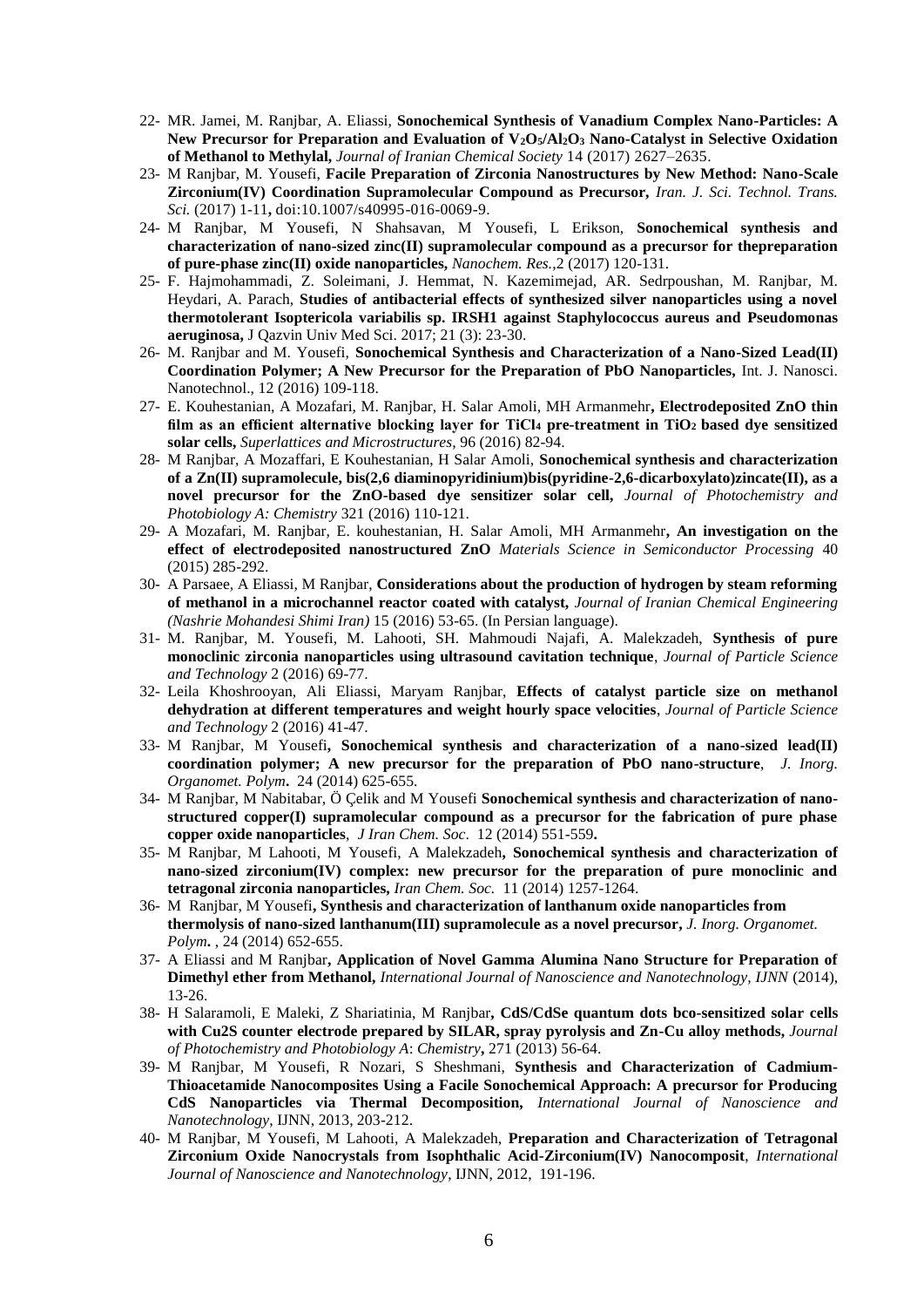22- MR. Jamei, M. Ranjbar, A. Eliassi, **Sonochemical Synthesis of Vanadium Complex Nano-Particles: A New Precursor for Preparation and Evaluation of $V_2O_5/Al_2O_3$ Nano-Catalyst in Selective Oxidation of Methanol to Methylal,** *Journal of Iranian Chemical Society* 14 (2017) 2627–2635.

23- M Ranjbar, M. Yousefi, **Facile Preparation of Zirconia Nanostructures by New Method: Nano-Scale Zirconium(IV) Coordination Supramolecular Compound as Precursor,** *Iran. J. Sci. Technol. Trans. Sci.* (2017) 1-11**,** doi:10.1007/s40995-016-0069-9.

24- M Ranjbar, M Yousefi, N Shahsavan, M Yousefi, L Erikson, **Sonochemical synthesis and characterization of nano-sized zinc(II) supramolecular compound as a precursor for thepreparation of pure-phase zinc(II) oxide nanoparticles,** *Nanochem. Res.,*2 (2017) 120-131.

25- F. Hajmohammadi, Z. Soleimani, J. Hemmat, N. Kazemimejad, AR. Sedrpoushan, M. Ranjbar, M. Heydari, A. Parach, **Studies of antibacterial effects of synthesized silver nanoparticles using a novel thermotolerant Isoptericola variabilis sp. IRSH1 against Staphylococcus aureus and Pseudomonas aeruginosa,** J Qazvin Univ Med Sci. 2017; 21 (3): 23-30.

26- M. Ranjbar and M. Yousefi, **Sonochemical Synthesis and Characterization of a Nano-Sized Lead(II) Coordination Polymer; A New Precursor for the Preparation of PbO Nanoparticles,** Int. J. Nanosci. Nanotechnol., 12 (2016) 109-118.

27- E. Kouhestanian, A Mozafari, M. Ranjbar, H. Salar Amoli, MH Armanmehr**, Electrodeposited ZnO thin film as an efficient alternative blocking layer for $TiCl_4$ pre-treatment in $TiO_2$ based dye sensitized solar cells,** *Superlattices and Microstructures*, 96 (2016) 82-94.

28- M Ranjbar, A Mozaffari, E Kouhestanian, H Salar Amoli, **Sonochemical synthesis and characterization of a Zn(II) supramolecule, bis(2,6 diaminopyridinium)bis(pyridine-2,6-dicarboxylato)zincate(II), as a novel precursor for the ZnO-based dye sensitizer solar cell,** *Journal of Photochemistry and Photobiology A: Chemistry* 321 (2016) 110-121.

29- A Mozafari, M. Ranjbar, E. kouhestanian, H. Salar Amoli, MH Armanmehr**, An investigation on the effect of electrodeposited nanostructured ZnO** *Materials Science in Semiconductor Processing* 40 (2015) 285-292.

30- A Parsaee, A Eliassi, M Ranjbar, **Considerations about the production of hydrogen by steam reforming of methanol in a microchannel reactor coated with catalyst,** *Journal of Iranian Chemical Engineering (Nashrie Mohandesi Shimi Iran)* 15 (2016) 53-65. (In Persian language).

31- M. Ranjbar, M. Yousefi, M. Lahooti, SH. Mahmoudi Najafi, A. Malekzadeh, **Synthesis of pure monoclinic zirconia nanoparticles using ultrasound cavitation technique**, *Journal of Particle Science and Technology* 2 (2016) 69-77.

32- Leila Khoshrooyan, Ali Eliassi, Maryam Ranjbar, **Effects of catalyst particle size on methanol dehydration at different temperatures and weight hourly space velocities**, *Journal of Particle Science and Technology* 2 (2016) 41-47.

33- M Ranjbar, M Yousefi**, Sonochemical synthesis and characterization of a nano-sized lead(II) coordination polymer; A new precursor for the preparation of PbO nano-structure**, *J. Inorg. Organomet. Polym***.** 24 (2014) 625-655.

34- M Ranjbar, M Nabitabar, Ö Çelik and M Yousefi **Sonochemical synthesis and characterization of nano-structured copper(I) supramolecular compound as a precursor for the fabrication of pure phase copper oxide nanoparticles**, *J Iran Chem. Soc*. 12 (2014) 551-559**.**

35- M Ranjbar, M Lahooti, M Yousefi, A Malekzadeh**, Sonochemical synthesis and characterization of nano-sized zirconium(IV) complex: new precursor for the preparation of pure monoclinic and tetragonal zirconia nanoparticles,** *Iran Chem. Soc.* 11 (2014) 1257-1264.

36- M Ranjbar, M Yousefi**, Synthesis and characterization of lanthanum oxide nanoparticles from thermolysis of nano-sized lanthanum(III) supramolecule as a novel precursor,** *J. Inorg. Organomet. Polym***.** , 24 (2014) 652-655.

37- A Eliassi and M Ranjbar**, Application of Novel Gamma Alumina Nano Structure for Preparation of Dimethyl ether from Methanol,** *International Journal of Nanoscience and Nanotechnology, IJNN* (2014), 13-26.

38- H Salaramoli, E Maleki, Z Shariatinia, M Ranjbar**, CdS/CdSe quantum dots bco-sensitized solar cells with Cu2S counter electrode prepared by SILAR, spray pyrolysis and Zn-Cu alloy methods,** *Journal of Photochemistry and Photobiology A*: *Chemistry***,** 271 (2013) 56-64.

39- M Ranjbar, M Yousefi, R Nozari, S Sheshmani, **Synthesis and Characterization of Cadmium-Thioacetamide Nanocomposites Using a Facile Sonochemical Approach: A precursor for Producing CdS Nanoparticles via Thermal Decomposition,** *International Journal of Nanoscience and Nanotechnology*, IJNN, 2013, 203-212.

40- M Ranjbar, M Yousefi, M Lahooti, A Malekzadeh, **Preparation and Characterization of Tetragonal Zirconium Oxide Nanocrystals from Isophthalic Acid-Zirconium(IV) Nanocomposit**, *International Journal of Nanoscience and Nanotechnology*, IJNN, 2012, 191-196.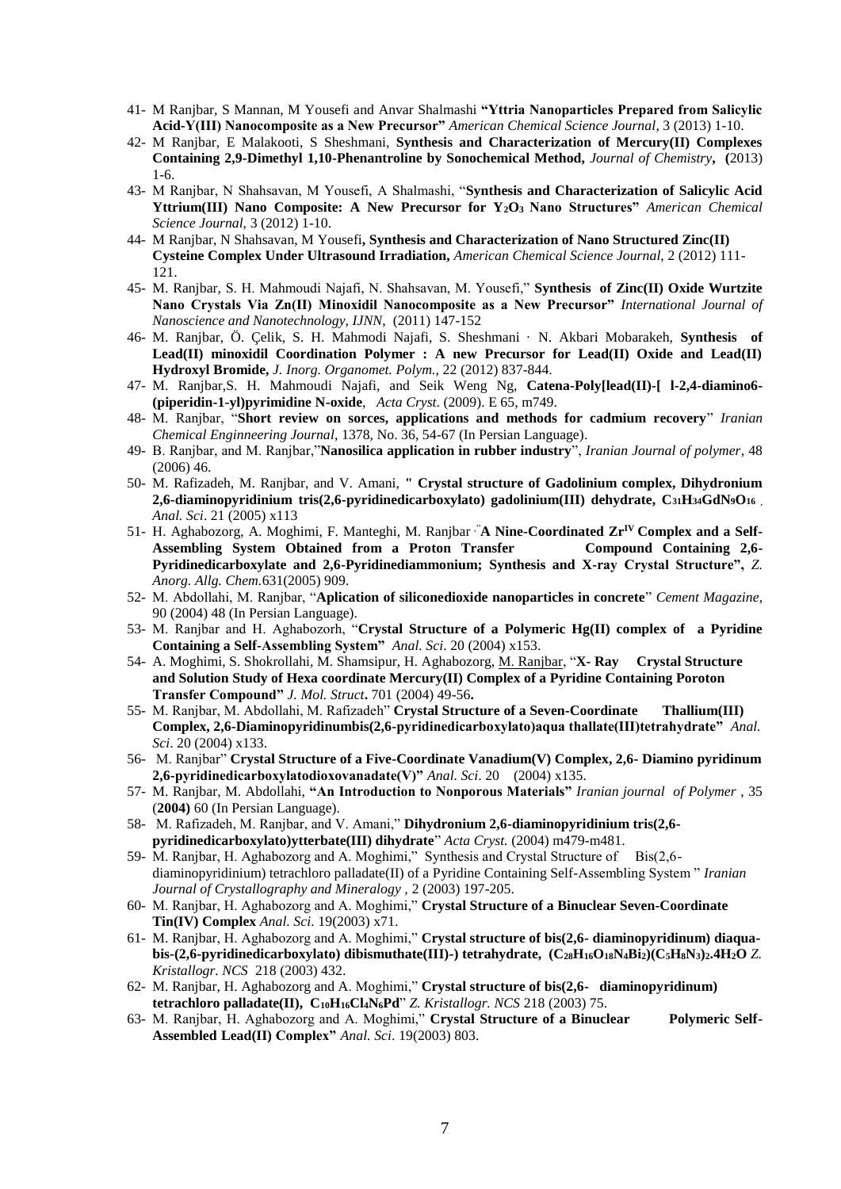41- M Ranjbar, S Mannan, M Yousefi and Anvar Shalmashi **"Yttria Nanoparticles Prepared from Salicylic Acid-Y(III) Nanocomposite as a New Precursor"** *American Chemical Science Journal,* 3 (2013) 1-10.

42- M Ranjbar, E Malakooti, S Sheshmani, **Synthesis and Characterization of Mercury(II) Complexes Containing 2,9-Dimethyl 1,10-Phenantroline by Sonochemical Method,** *Journal of Chemistry*, **(**2013) 1-6.

43- M Ranjbar, N Shahsavan, M Yousefi, A Shalmashi, "**Synthesis and Characterization of Salicylic Acid Yttrium(III) Nano Composite: A New Precursor for $Y_2O_3$ Nano Structures"** *American Chemical Science Journal,* 3 (2012) 1-10.

44- M Ranjbar, N Shahsavan, M Yousefi**, Synthesis and Characterization of Nano Structured Zinc(II) Cysteine Complex Under Ultrasound Irradiation,** *American Chemical Science Journal,* 2 (2012) 111-121.

45- M. Ranjbar, S. H. Mahmoudi Najafi, N. Shahsavan, M. Yousefi," **Synthesis of Zinc(II) Oxide Wurtzite Nano Crystals Via Zn(II) Minoxidil Nanocomposite as a New Precursor"** *International Journal of Nanoscience and Nanotechnology, IJNN*, (2011) 147-152

46- M. Ranjbar, Ö. Çelik, S. H. Mahmodi Najafi, S. Sheshmani · N. Akbari Mobarakeh, **Synthesis of Lead(II) minoxidil Coordination Polymer : A new Precursor for Lead(II) Oxide and Lead(II) Hydroxyl Bromide,** *J. Inorg. Organomet. Polym.,* 22 (2012) 837-844.

47- M. Ranjbar,S. H. Mahmoudi Najafi, and Seik Weng Ng, **Catena-Poly[lead(II)-[ l-2,4-diamino6-(piperidin-1-yl)pyrimidine N-oxide**, *Acta Cryst*. (2009). E 65, m749.

48- M. Ranjbar, "**Short review on sorces, applications and methods for cadmium recovery**" *Iranian Chemical Enginneering Journal*, 1378, No. 36, 54-67 (In Persian Language).

49- B. Ranjbar, and M. Ranjbar,"**Nanosilica application in rubber industry**", *Iranian Journal of polymer*, 48 (2006) 46.

50- M. Rafizadeh, M. Ranjbar, and V. Amani, **" Crystal structure of Gadolinium complex, Dihydronium 2,6-diaminopyridinium tris(2,6-pyridinedicarboxylato) gadolinium(III) dehydrate, $C_{31}H_{34}GdN_9O_{16}$** , *Anal. Sci*. 21 (2005) x113

51- H. Aghabozorg, A. Moghimi, F. Manteghi, M. Ranjbar ." **A Nine-Coordinated $Zr^{IV}$ Complex and a Self-Assembling System Obtained from a Proton Transfer Compound Containing 2,6-Pyridinedicarboxylate and 2,6-Pyridinediammonium; Synthesis and X-ray Crystal Structure",** *Z. Anorg. Allg. Chem.*631(2005) 909.

52- M. Abdollahi, M. Ranjbar, "**Aplication of siliconedioxide nanoparticles in concrete**" *Cement Magazine*, 90 (2004) 48 (In Persian Language).

53- M. Ranjbar and H. Aghabozorh, "**Crystal Structure of a Polymeric Hg(II) complex of a Pyridine Containing a Self-Assembling System"** *Anal. Sci*. 20 (2004) x153.

54- A. Moghimi, S. Shokrollahi, M. Shamsipur, H. Aghabozorg, M. Ranjbar, "**X- Ray Crystal Structure and Solution Study of Hexa coordinate Mercury(II) Complex of a Pyridine Containing Poroton Transfer Compound"** *J. Mol. Struct***.** 701 (2004) 49-56**.**

55- M. Ranjbar, M. Abdollahi, M. Rafizadeh" **Crystal Structure of a Seven-Coordinate Thallium(III) Complex, 2,6-Diaminopyridinumbis(2,6-pyridinedicarboxylato)aqua thallate(III)tetrahydrate"** *Anal. Sci*. 20 (2004) x133.

56- M. Ranjbar" **Crystal Structure of a Five-Coordinate Vanadium(V) Complex, 2,6- Diamino pyridinum 2,6-pyridinedicarboxylatodioxovanadate(V)"** *Anal. Sci*. 20 (2004) x135.

57- M. Ranjbar, M. Abdollahi, **"An Introduction to Nonporous Materials"** *Iranian journal of Polymer* , 35 (**2004)** 60 (In Persian Language).

58- M. Rafizadeh, M. Ranjbar, and V. Amani," **Dihydronium 2,6-diaminopyridinium tris(2,6-pyridinedicarboxylato)ytterbate(III) dihydrate**" *Acta Cryst.* (2004) m479-m481.

59- M. Ranjbar, H. Aghabozorg and A. Moghimi," Synthesis and Crystal Structure of Bis(2,6-diaminopyridinium) tetrachloro palladate(II) of a Pyridine Containing Self-Assembling System " *Iranian Journal of Crystallography and Mineralogy* , 2 (2003) 197-205.

60- M. Ranjbar, H. Aghabozorg and A. Moghimi," **Crystal Structure of a Binuclear Seven-Coordinate Tin(IV) Complex** *Anal. Sci*. 19(2003) x71.

61- M. Ranjbar, H. Aghabozorg and A. Moghimi," **Crystal structure of bis(2,6- diaminopyridinum) diaqua-bis-(2,6-pyridinedicarboxylato) dibismuthate(III)-) tetrahydrate, $(C_{28}H_{16}O_{18}N_4Bi_2)(C_5H_8N_3)_2.4H_2O$** *Z. Kristallogr. NCS* 218 (2003) 432.

62- M. Ranjbar, H. Aghabozorg and A. Moghimi," **Crystal structure of bis(2,6- diaminopyridinum) tetrachloro palladate(II), $C_{10}H_{16}Cl_4N_6Pd$**" *Z. Kristallogr. NCS* 218 (2003) 75.

63- M. Ranjbar, H. Aghabozorg and A. Moghimi," **Crystal Structure of a Binuclear Polymeric Self-Assembled Lead(II) Complex"** *Anal. Sci*. 19(2003) 803.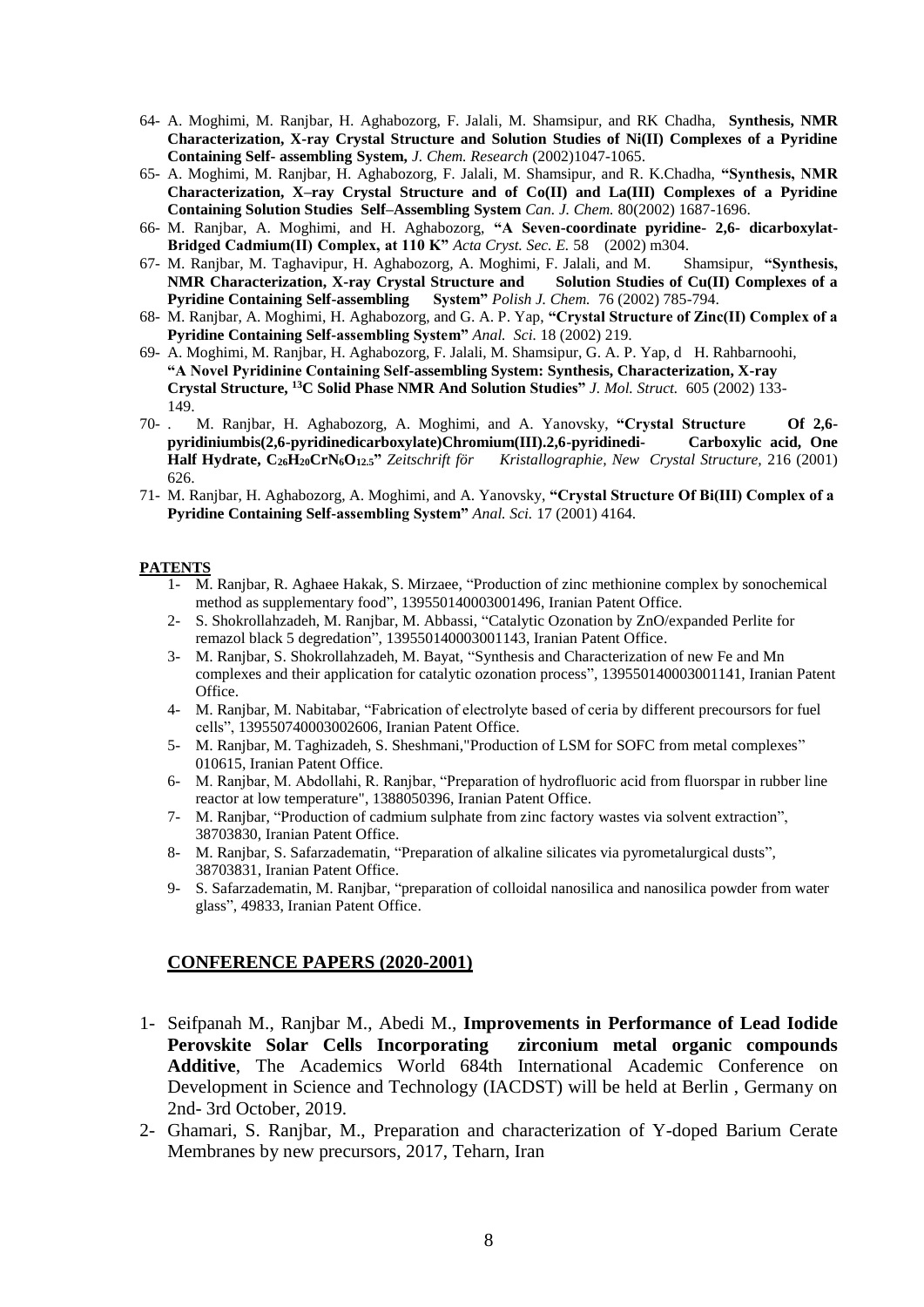64- A. Moghimi, M. Ranjbar, H. Aghabozorg, F. Jalali, M. Shamsipur, and RK Chadha, **Synthesis, NMR Characterization, X-ray Crystal Structure and Solution Studies of Ni(II) Complexes of a Pyridine Containing Self- assembling System,** *J. Chem. Research* (2002)1047-1065.

65- A. Moghimi, M. Ranjbar, H. Aghabozorg, F. Jalali, M. Shamsipur, and R. K.Chadha, **"Synthesis, NMR Characterization, X–ray Crystal Structure and of Co(II) and La(III) Complexes of a Pyridine Containing Solution Studies Self–Assembling System** *Can. J. Chem.* 80(2002) 1687-1696.

66- M. Ranjbar, A. Moghimi, and H. Aghabozorg, **"A Seven-coordinate pyridine- 2,6- dicarboxylat-Bridged Cadmium(II) Complex, at 110 K"** *Acta Cryst. Sec. E.* 58 (2002) m304.

67- M. Ranjbar, M. Taghavipur, H. Aghabozorg, A. Moghimi, F. Jalali, and M. Shamsipur, **"Synthesis, NMR Characterization, X-ray Crystal Structure and Solution Studies of Cu(II) Complexes of a Pyridine Containing Self-assembling System"** *Polish J. Chem.* 76 (2002) 785-794.

68- M. Ranjbar, A. Moghimi, H. Aghabozorg, and G. A. P. Yap, **"Crystal Structure of Zinc(II) Complex of a Pyridine Containing Self-assembling System"** *Anal. Sci.* 18 (2002) 219.

69- A. Moghimi, M. Ranjbar, H. Aghabozorg, F. Jalali, M. Shamsipur, G. A. P. Yap, d H. Rahbarnoohi, **"A Novel Pyridinine Containing Self-assembling System: Synthesis, Characterization, X-ray Crystal Structure, $^{13}$C Solid Phase NMR And Solution Studies"** *J. Mol. Struct.* 605 (2002) 133-149.

70- . M. Ranjbar, H. Aghabozorg, A. Moghimi, and A. Yanovsky, **"Crystal Structure Of 2,6-pyridiniumbis(2,6-pyridinedicarboxylate)Chromium(III).2,6-pyridinedi- Carboxylic acid, One Half Hydrate, $C_{26}H_{20}CrN_6O_{12.5}$"** *Zeitschrift för Kristallographie, New Crystal Structure,* 216 (2001) 626.

71- M. Ranjbar, H. Aghabozorg, A. Moghimi, and A. Yanovsky, **"Crystal Structure Of Bi(III) Complex of a Pyridine Containing Self-assembling System"** *Anal. Sci.* 17 (2001) 4164.

## PATENTS

1- M. Ranjbar, R. Aghaee Hakak, S. Mirzaee, "Production of zinc methionine complex by sonochemical method as supplementary food", 139550140003001496, Iranian Patent Office.

2- S. Shokrollahzadeh, M. Ranjbar, M. Abbassi, "Catalytic Ozonation by ZnO/expanded Perlite for remazol black 5 degredation", 139550140003001143, Iranian Patent Office.

3- M. Ranjbar, S. Shokrollahzadeh, M. Bayat, "Synthesis and Characterization of new Fe and Mn complexes and their application for catalytic ozonation process", 139550140003001141, Iranian Patent Office.

4- M. Ranjbar, M. Nabitabar, "Fabrication of electrolyte based of ceria by different precoursors for fuel cells", 139550740003002606, Iranian Patent Office.

5- M. Ranjbar, M. Taghizadeh, S. Sheshmani,"Production of LSM for SOFC from metal complexes" 010615, Iranian Patent Office.

6- M. Ranjbar, M. Abdollahi, R. Ranjbar, "Preparation of hydrofluoric acid from fluorspar in rubber line reactor at low temperature", 1388050396, Iranian Patent Office.

7- M. Ranjbar, "Production of cadmium sulphate from zinc factory wastes via solvent extraction", 38703830, Iranian Patent Office.

8- M. Ranjbar, S. Safarzadematin, "Preparation of alkaline silicates via pyrometalurgical dusts", 38703831, Iranian Patent Office.

9- S. Safarzadematin, M. Ranjbar, "preparation of colloidal nanosilica and nanosilica powder from water glass", 49833, Iranian Patent Office.

## CONFERENCE PAPERS (2020-2001)

1- Seifpanah M., Ranjbar M., Abedi M., **Improvements in Performance of Lead Iodide Perovskite Solar Cells Incorporating zirconium metal organic compounds Additive**, The Academics World 684th International Academic Conference on Development in Science and Technology (IACDST) will be held at Berlin , Germany on 2nd- 3rd October, 2019.

2- Ghamari, S. Ranjbar, M., Preparation and characterization of Y-doped Barium Cerate Membranes by new precursors, 2017, Teharn, Iran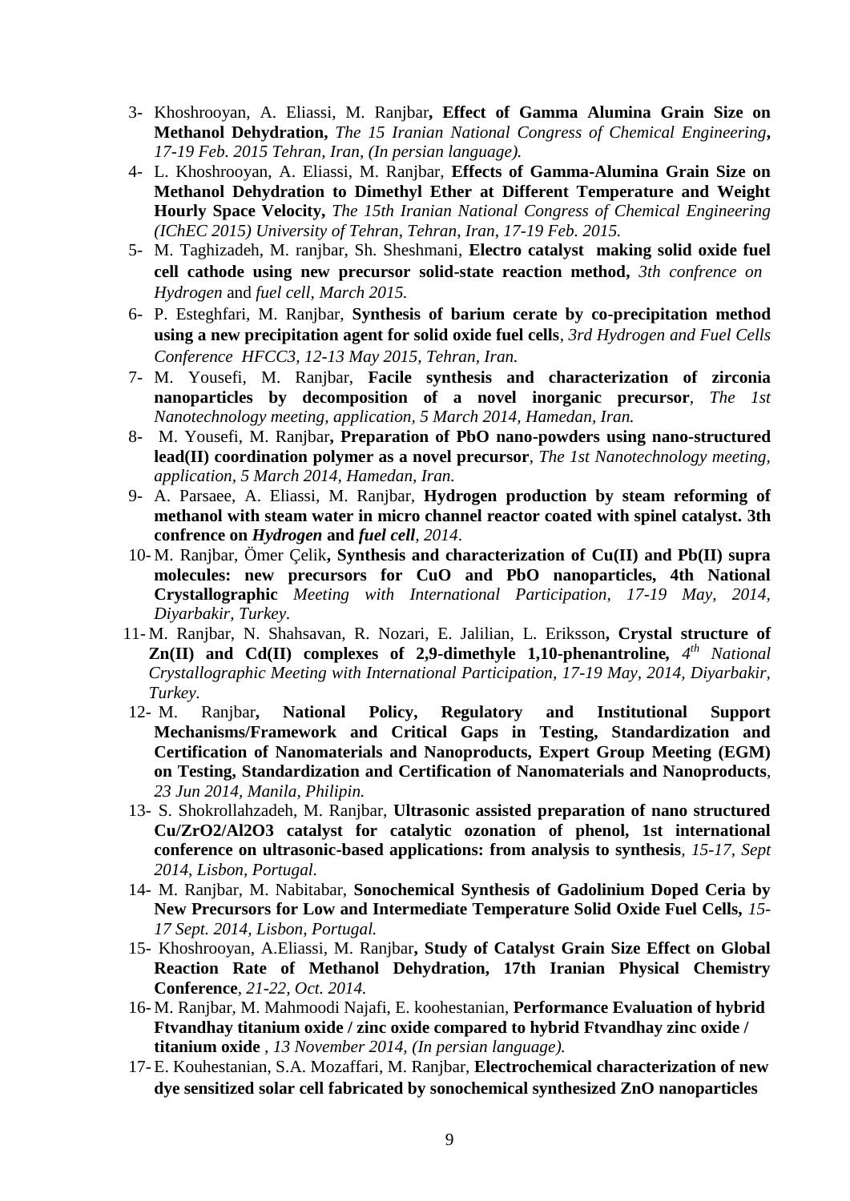3- Khoshrooyan, A. Eliassi, M. Ranjbar**, Effect of Gamma Alumina Grain Size on Methanol Dehydration,** *The 15 Iranian National Congress of Chemical Engineering***,** *17-19 Feb. 2015 Tehran, Iran, (In persian language).*

4- L. Khoshrooyan, A. Eliassi, M. Ranjbar, **Effects of Gamma-Alumina Grain Size on Methanol Dehydration to Dimethyl Ether at Different Temperature and Weight Hourly Space Velocity,** *The 15th Iranian National Congress of Chemical Engineering (IChEC 2015) University of Tehran, Tehran, Iran, 17-19 Feb. 2015.*

5- M. Taghizadeh, M. ranjbar, Sh. Sheshmani, **Electro catalyst making solid oxide fuel cell cathode using new precursor solid-state reaction method,** *3th confrence on Hydrogen* and *fuel cell, March 2015.*

6- P. Esteghfari, M. Ranjbar, **Synthesis of barium cerate by co-precipitation method using a new precipitation agent for solid oxide fuel cells**, *3rd Hydrogen and Fuel Cells Conference HFCC3, 12-13 May 2015, Tehran, Iran.*

7- M. Yousefi, M. Ranjbar, **Facile synthesis and characterization of zirconia nanoparticles by decomposition of a novel inorganic precursor**, *The 1st Nanotechnology meeting, application, 5 March 2014, Hamedan, Iran.*

8- M. Yousefi, M. Ranjbar**, Preparation of PbO nano-powders using nano-structured lead(II) coordination polymer as a novel precursor**, *The 1st Nanotechnology meeting, application, 5 March 2014, Hamedan, Iran.*

9- A. Parsaee, A. Eliassi, M. Ranjbar, **Hydrogen production by steam reforming of methanol with steam water in micro channel reactor coated with spinel catalyst. 3th confrence on *Hydrogen* and *fuel cell***, *2014*.

10- M. Ranjbar, Ömer Çelik**, Synthesis and characterization of Cu(II) and Pb(II) supra molecules: new precursors for CuO and PbO nanoparticles, 4th National Crystallographic** *Meeting with International Participation, 17-19 May, 2014, Diyarbakir, Turkey.*

11- M. Ranjbar, N. Shahsavan, R. Nozari, E. Jalilian, L. Eriksson**, Crystal structure of Zn(II) and Cd(II) complexes of 2,9-dimethyle 1,10-phenantroline,** *4th National Crystallographic Meeting with International Participation, 17-19 May, 2014, Diyarbakir, Turkey.*

12- M. Ranjbar**, National Policy, Regulatory and Institutional Support Mechanisms/Framework and Critical Gaps in Testing, Standardization and Certification of Nanomaterials and Nanoproducts, Expert Group Meeting (EGM) on Testing, Standardization and Certification of Nanomaterials and Nanoproducts**, *23 Jun 2014, Manila, Philipin.*

13- S. Shokrollahzadeh, M. Ranjbar, **Ultrasonic assisted preparation of nano structured Cu/ZrO2/Al2O3 catalyst for catalytic ozonation of phenol, 1st international conference on ultrasonic-based applications: from analysis to synthesis**, *15-17, Sept 2014, Lisbon, Portugal.*

14- M. Ranjbar, M. Nabitabar, **Sonochemical Synthesis of Gadolinium Doped Ceria by New Precursors for Low and Intermediate Temperature Solid Oxide Fuel Cells,** *15-17 Sept. 2014, Lisbon, Portugal.*

15- Khoshrooyan, A.Eliassi, M. Ranjbar**, Study of Catalyst Grain Size Effect on Global Reaction Rate of Methanol Dehydration, 17th Iranian Physical Chemistry Conference**, *21-22, Oct. 2014.*

16- M. Ranjbar, M. Mahmoodi Najafi, E. koohestanian, **Performance Evaluation of hybrid Ftvandhay titanium oxide / zinc oxide compared to hybrid Ftvandhay zinc oxide / titanium oxide** , *13 November 2014, (In persian language).*

17- E. Kouhestanian, S.A. Mozaffari, M. Ranjbar, **Electrochemical characterization of new dye sensitized solar cell fabricated by sonochemical synthesized ZnO nanoparticles**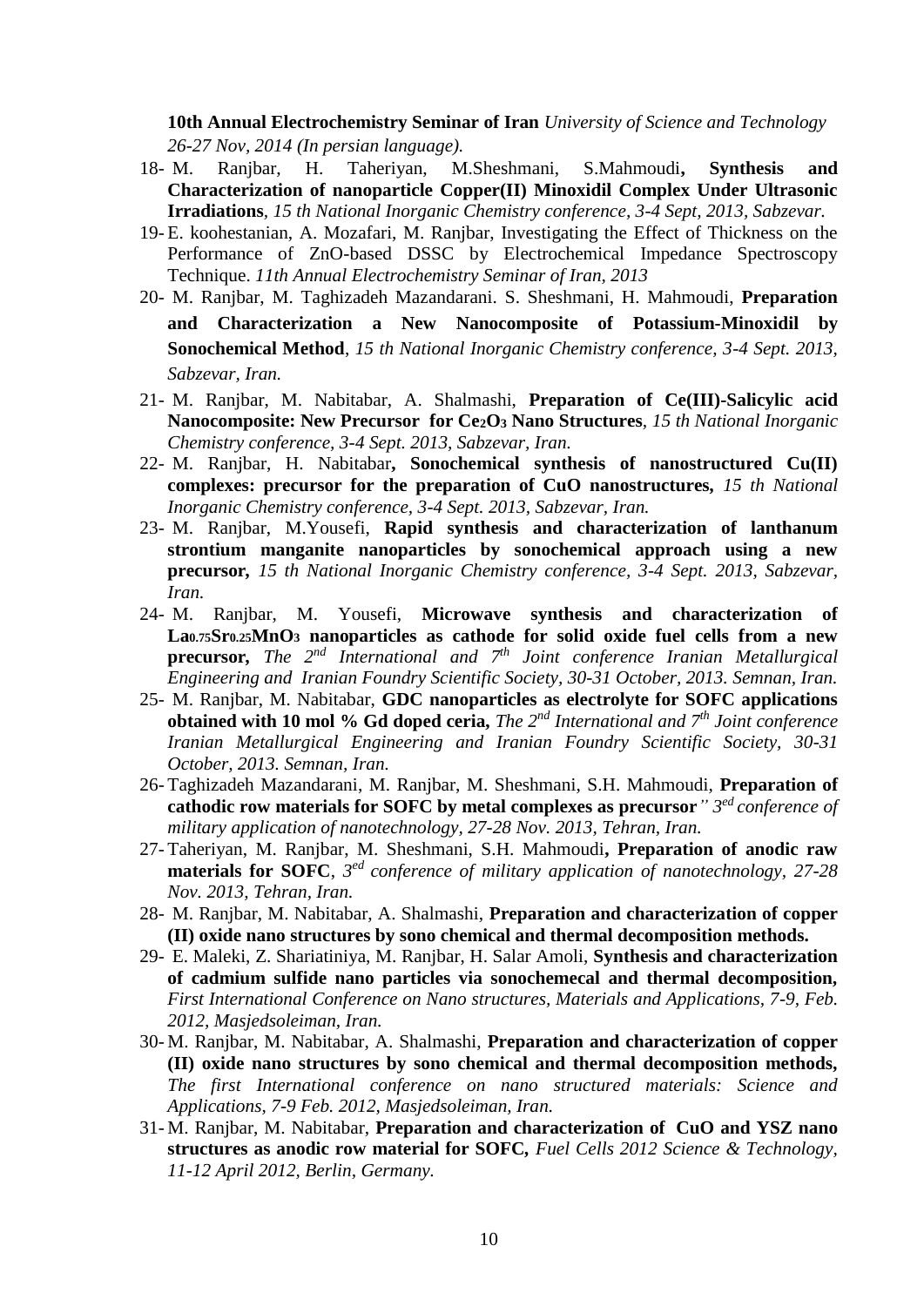**10th Annual Electrochemistry Seminar of Iran** *University of Science and Technology 26-27 Nov, 2014 (In persian language).*

18- M. Ranjbar, H. Taheriyan, M.Sheshmani, S.Mahmoudi**, Synthesis and Characterization of nanoparticle Copper(II) Minoxidil Complex Under Ultrasonic Irradiations**, *15 th National Inorganic Chemistry conference, 3-4 Sept, 2013, Sabzevar.*

19- E. koohestanian, A. Mozafari, M. Ranjbar, Investigating the Effect of Thickness on the Performance of ZnO-based DSSC by Electrochemical Impedance Spectroscopy Technique. *11th Annual Electrochemistry Seminar of Iran, 2013*

20- M. Ranjbar, M. Taghizadeh Mazandarani. S. Sheshmani, H. Mahmoudi, **Preparation and Characterization a New Nanocomposite of Potassium-Minoxidil by Sonochemical Method**, *15 th National Inorganic Chemistry conference, 3-4 Sept. 2013, Sabzevar, Iran.*

21- M. Ranjbar, M. Nabitabar, A. Shalmashi, **Preparation of Ce(III)-Salicylic acid Nanocomposite: New Precursor for $Ce_2O_3$ Nano Structures**, *15 th National Inorganic Chemistry conference, 3-4 Sept. 2013, Sabzevar, Iran.*

22- M. Ranjbar, H. Nabitabar**, Sonochemical synthesis of nanostructured Cu(II) complexes: precursor for the preparation of CuO nanostructures,** *15 th National Inorganic Chemistry conference, 3-4 Sept. 2013, Sabzevar, Iran.*

23- M. Ranjbar, M.Yousefi, **Rapid synthesis and characterization of lanthanum strontium manganite nanoparticles by sonochemical approach using a new precursor,** *15 th National Inorganic Chemistry conference, 3-4 Sept. 2013, Sabzevar, Iran.*

24- M. Ranjbar, M. Yousefi, **Microwave synthesis and characterization of $La_{0.75}Sr_{0.25}MnO_3$ nanoparticles as cathode for solid oxide fuel cells from a new precursor,** *The 2nd International and 7th Joint conference Iranian Metallurgical Engineering and Iranian Foundry Scientific Society, 30-31 October, 2013. Semnan, Iran.*

25- M. Ranjbar, M. Nabitabar, **GDC nanoparticles as electrolyte for SOFC applications obtained with 10 mol % Gd doped ceria,** *The 2nd International and 7th Joint conference Iranian Metallurgical Engineering and Iranian Foundry Scientific Society, 30-31 October, 2013. Semnan, Iran.*

26- Taghizadeh Mazandarani, M. Ranjbar, M. Sheshmani, S.H. Mahmoudi, **Preparation of cathodic row materials for SOFC by metal complexes as precursor***" 3ed conference of military application of nanotechnology, 27-28 Nov. 2013, Tehran, Iran.*

27- Taheriyan, M. Ranjbar, M. Sheshmani, S.H. Mahmoudi**, Preparation of anodic raw materials for SOFC**, *3ed conference of military application of nanotechnology, 27-28 Nov. 2013, Tehran, Iran.*

28- M. Ranjbar, M. Nabitabar, A. Shalmashi, **Preparation and characterization of copper (II) oxide nano structures by sono chemical and thermal decomposition methods.**

29- E. Maleki, Z. Shariatiniya, M. Ranjbar, H. Salar Amoli, **Synthesis and characterization of cadmium sulfide nano particles via sonochemecal and thermal decomposition,** *First International Conference on Nano structures, Materials and Applications, 7-9, Feb. 2012, Masjedsoleiman, Iran.*

30- M. Ranjbar, M. Nabitabar, A. Shalmashi, **Preparation and characterization of copper (II) oxide nano structures by sono chemical and thermal decomposition methods,** *The first International conference on nano structured materials: Science and Applications, 7-9 Feb. 2012, Masjedsoleiman, Iran.*

31- M. Ranjbar, M. Nabitabar, **Preparation and characterization of CuO and YSZ nano structures as anodic row material for SOFC,** *Fuel Cells 2012 Science & Technology, 11-12 April 2012, Berlin, Germany.*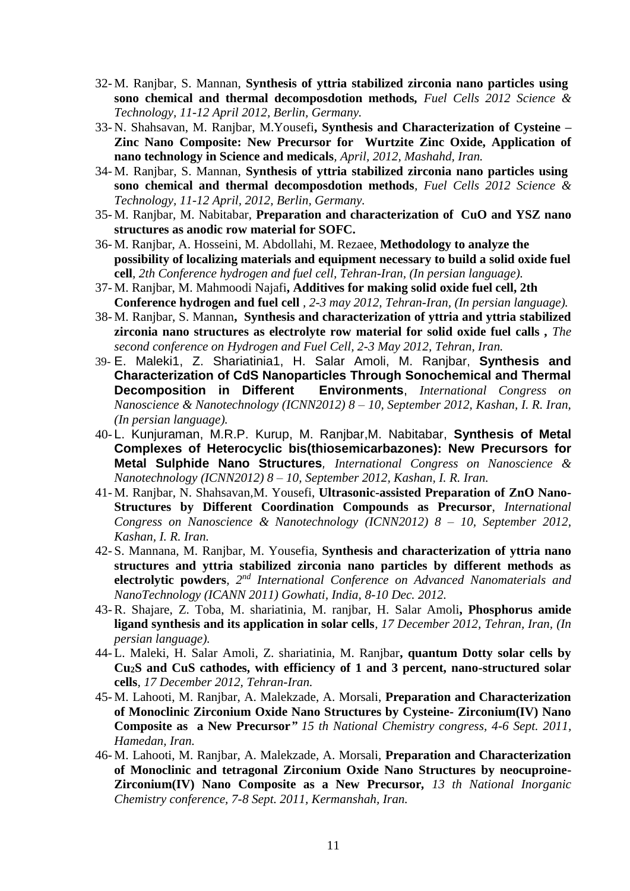32- M. Ranjbar, S. Mannan, **Synthesis of yttria stabilized zirconia nano particles using sono chemical and thermal decomposdotion methods,** *Fuel Cells 2012 Science & Technology, 11-12 April 2012, Berlin, Germany.*

33- N. Shahsavan, M. Ranjbar, M.Yousefi**, Synthesis and Characterization of Cysteine – Zinc Nano Composite: New Precursor for Wurtzite Zinc Oxide, Application of nano technology in Science and medicals***, April, 2012, Mashahd, Iran.*

34- M. Ranjbar, S. Mannan, **Synthesis of yttria stabilized zirconia nano particles using sono chemical and thermal decomposdotion methods**, *Fuel Cells 2012 Science & Technology, 11-12 April, 2012, Berlin, Germany.*

35- M. Ranjbar, M. Nabitabar, **Preparation and characterization of CuO and YSZ nano structures as anodic row material for SOFC.**

36- M. Ranjbar, A. Hosseini, M. Abdollahi, M. Rezaee, **Methodology to analyze the possibility of localizing materials and equipment necessary to build a solid oxide fuel cell***, 2th Conference hydrogen and fuel cell, Tehran-Iran, (In persian language).*

37- M. Ranjbar, M. Mahmoodi Najafi**, Additives for making solid oxide fuel cell, 2th Conference hydrogen and fuel cell** *, 2-3 may 2012, Tehran-Iran, (In persian language).*

38- M. Ranjbar, S. Mannan**, Synthesis and characterization of yttria and yttria stabilized zirconia nano structures as electrolyte row material for solid oxide fuel calls ,** *The second conference on Hydrogen and Fuel Cell, 2-3 May 2012, Tehran, Iran.*

39- E. Maleki1, Z. Shariatinia1, H. Salar Amoli, M. Ranjbar, **Synthesis and Characterization of CdS Nanoparticles Through Sonochemical and Thermal Decomposition in Different Environments**, *International Congress on Nanoscience & Nanotechnology (ICNN2012) 8 – 10, September 2012, Kashan, I. R. Iran, (In persian language).*

40- L. Kunjuraman, M.R.P. Kurup, M. Ranjbar,M. Nabitabar, **Synthesis of Metal Complexes of Heterocyclic bis(thiosemicarbazones): New Precursors for Metal Sulphide Nano Structures***, International Congress on Nanoscience & Nanotechnology (ICNN2012) 8 – 10, September 2012, Kashan, I. R. Iran.*

41- M. Ranjbar, N. Shahsavan,M. Yousefi, **Ultrasonic-assisted Preparation of ZnO Nano-Structures by Different Coordination Compounds as Precursor**, *International Congress on Nanoscience & Nanotechnology (ICNN2012) 8 – 10, September 2012, Kashan, I. R. Iran.*

42- S. Mannana, M. Ranjbar, M. Yousefia, **Synthesis and characterization of yttria nano structures and yttria stabilized zirconia nano particles by different methods as electrolytic powders**, *2nd International Conference on Advanced Nanomaterials and NanoTechnology (ICANN 2011) Gowhati, India, 8-10 Dec. 2012.*

43- R. Shajare, Z. Toba, M. shariatinia, M. ranjbar, H. Salar Amoli**, Phosphorus amide ligand synthesis and its application in solar cells***, 17 December 2012, Tehran, Iran, (In persian language).*

44- L. Maleki, H. Salar Amoli, Z. shariatinia, M. Ranjbar**, quantum Dotty solar cells by $Cu_2S$ and CuS cathodes, with efficiency of 1 and 3 percent, nano-structured solar cells***, 17 December 2012, Tehran-Iran.*

45- M. Lahooti, M. Ranjbar, A. Malekzade, A. Morsali, **Preparation and Characterization of Monoclinic Zirconium Oxide Nano Structures by Cysteine- Zirconium(IV) Nano Composite as a New Precursor"** *15 th National Chemistry congress, 4-6 Sept. 2011, Hamedan, Iran.*

46- M. Lahooti, M. Ranjbar, A. Malekzade, A. Morsali, **Preparation and Characterization of Monoclinic and tetragonal Zirconium Oxide Nano Structures by neocuproine-Zirconium(IV) Nano Composite as a New Precursor,** *13 th National Inorganic Chemistry conference, 7-8 Sept. 2011, Kermanshah, Iran.*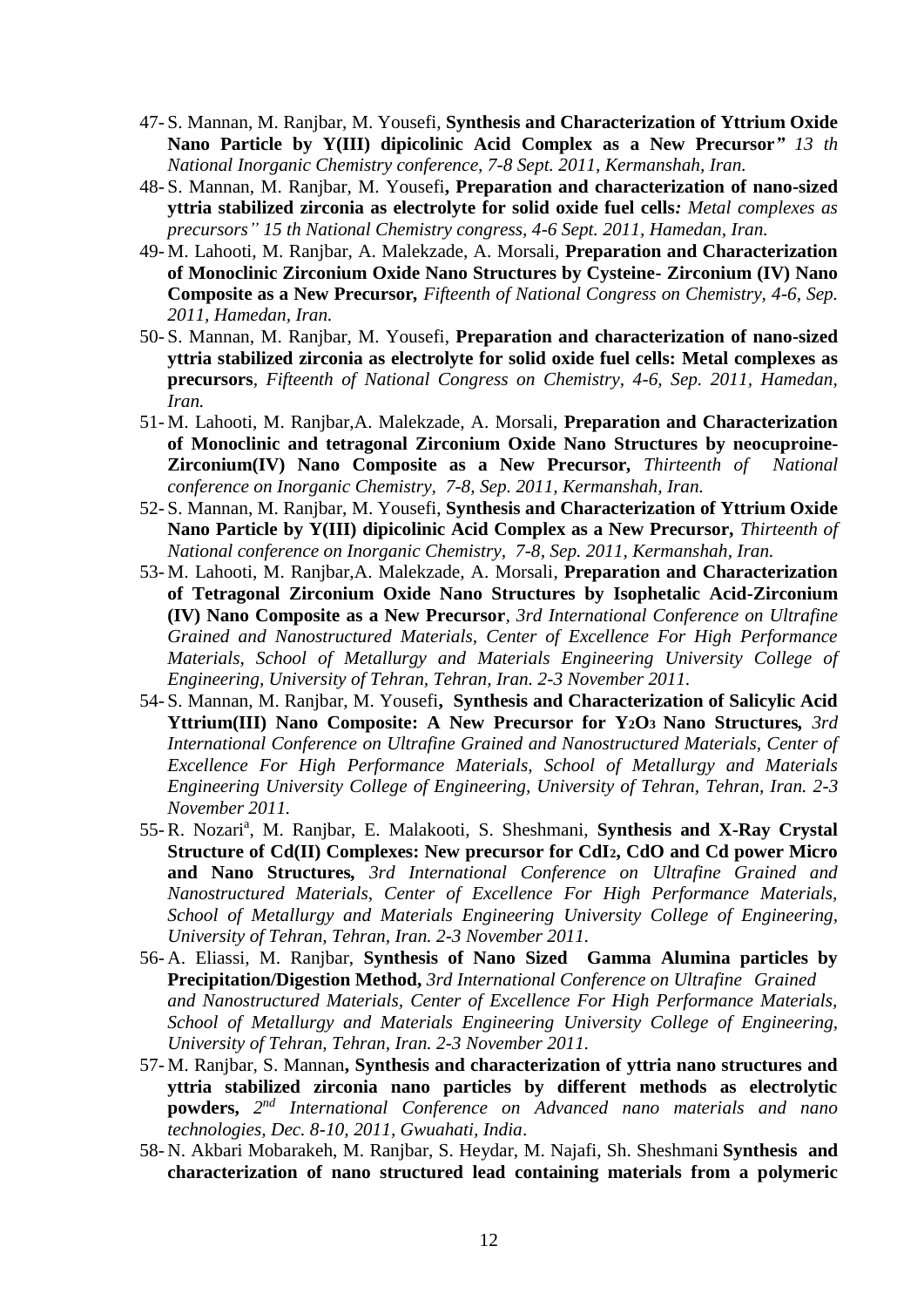47- S. Mannan, M. Ranjbar, M. Yousefi, **Synthesis and Characterization of Yttrium Oxide Nano Particle by Y(III) dipicolinic Acid Complex as a New Precursor"** *13 th National Inorganic Chemistry conference, 7-8 Sept. 2011, Kermanshah, Iran.*

48- S. Mannan, M. Ranjbar, M. Yousefi**, Preparation and characterization of nano-sized yttria stabilized zirconia as electrolyte for solid oxide fuel cells***: Metal complexes as precursors" 15 th National Chemistry congress, 4-6 Sept. 2011, Hamedan, Iran.*

49- M. Lahooti, M. Ranjbar, A. Malekzade, A. Morsali, **Preparation and Characterization of Monoclinic Zirconium Oxide Nano Structures by Cysteine- Zirconium (IV) Nano Composite as a New Precursor,** *Fifteenth of National Congress on Chemistry, 4-6, Sep. 2011, Hamedan, Iran.*

50- S. Mannan, M. Ranjbar, M. Yousefi, **Preparation and characterization of nano-sized yttria stabilized zirconia as electrolyte for solid oxide fuel cells: Metal complexes as precursors**, *Fifteenth of National Congress on Chemistry, 4-6, Sep. 2011, Hamedan, Iran.*

51- M. Lahooti, M. Ranjbar,A. Malekzade, A. Morsali, **Preparation and Characterization of Monoclinic and tetragonal Zirconium Oxide Nano Structures by neocuproine-Zirconium(IV) Nano Composite as a New Precursor,** *Thirteenth of National conference on Inorganic Chemistry, 7-8, Sep. 2011, Kermanshah, Iran.*

52- S. Mannan, M. Ranjbar, M. Yousefi, **Synthesis and Characterization of Yttrium Oxide Nano Particle by Y(III) dipicolinic Acid Complex as a New Precursor,** *Thirteenth of National conference on Inorganic Chemistry, 7-8, Sep. 2011, Kermanshah, Iran.*

53- M. Lahooti, M. Ranjbar,A. Malekzade, A. Morsali, **Preparation and Characterization of Tetragonal Zirconium Oxide Nano Structures by Isophetalic Acid-Zirconium (IV) Nano Composite as a New Precursor**, *3rd International Conference on Ultrafine Grained and Nanostructured Materials, Center of Excellence For High Performance Materials, School of Metallurgy and Materials Engineering University College of Engineering, University of Tehran, Tehran, Iran. 2-3 November 2011.*

54- S. Mannan, M. Ranjbar, M. Yousefi**, Synthesis and Characterization of Salicylic Acid Yttrium(III) Nano Composite: A New Precursor for $Y_2O_3$ Nano Structures,** *3rd International Conference on Ultrafine Grained and Nanostructured Materials, Center of Excellence For High Performance Materials, School of Metallurgy and Materials Engineering University College of Engineering, University of Tehran, Tehran, Iran. 2-3 November 2011.*

55- R. Nozari[a], M. Ranjbar, E. Malakooti, S. Sheshmani, **Synthesis and X-Ray Crystal Structure of Cd(II) Complexes: New precursor for $CdI_2$, CdO and Cd power Micro and Nano Structures,** *3rd International Conference on Ultrafine Grained and Nanostructured Materials, Center of Excellence For High Performance Materials, School of Metallurgy and Materials Engineering University College of Engineering, University of Tehran, Tehran, Iran. 2-3 November 2011.*

56- A. Eliassi, M. Ranjbar, **Synthesis of Nano Sized Gamma Alumina particles by Precipitation/Digestion Method,** *3rd International Conference on Ultrafine Grained and Nanostructured Materials, Center of Excellence For High Performance Materials, School of Metallurgy and Materials Engineering University College of Engineering, University of Tehran, Tehran, Iran. 2-3 November 2011.*

57- M. Ranjbar, S. Mannan**, Synthesis and characterization of yttria nano structures and yttria stabilized zirconia nano particles by different methods as electrolytic powders,** *2nd International Conference on Advanced nano materials and nano technologies, Dec. 8-10, 2011, Gwuahati, India*.

58- N. Akbari Mobarakeh, M. Ranjbar, S. Heydar, M. Najafi, Sh. Sheshmani **Synthesis and characterization of nano structured lead containing materials from a polymeric**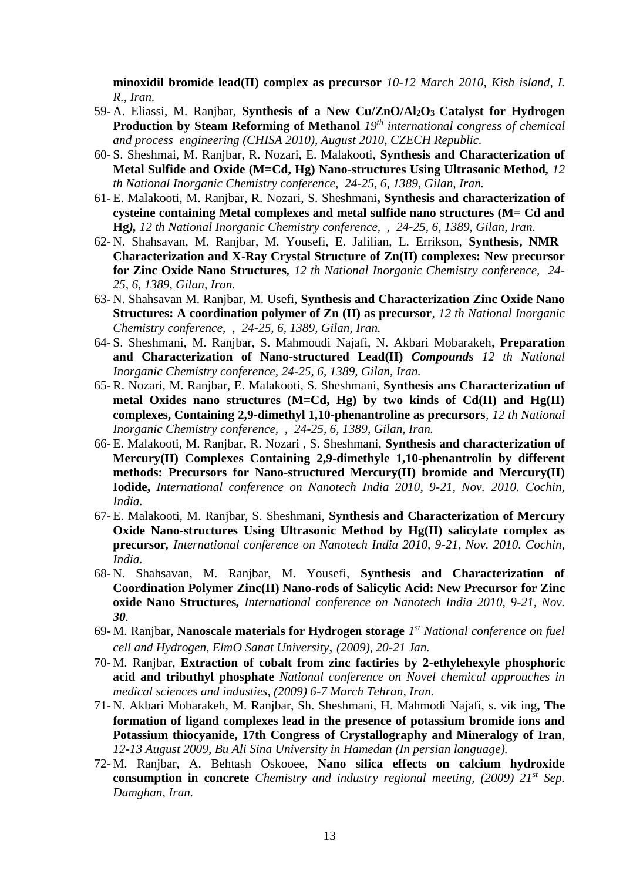**minoxidil bromide lead(II) complex as precursor** *10-12 March 2010, Kish island, I. R., Iran.*

59- A. Eliassi, M. Ranjbar, **Synthesis of a New Cu/ZnO/$Al_2O_3$ Catalyst for Hydrogen Production by Steam Reforming of Methanol** *19th international congress of chemical and process engineering (CHISA 2010), August 2010, CZECH Republic.*

60- S. Sheshmai, M. Ranjbar, R. Nozari, E. Malakooti, **Synthesis and Characterization of Metal Sulfide and Oxide (M=Cd, Hg) Nano-structures Using Ultrasonic Method,** *12 th National Inorganic Chemistry conference, 24-25, 6, 1389, Gilan, Iran.*

61- E. Malakooti, M. Ranjbar, R. Nozari, S. Sheshmani**, Synthesis and characterization of cysteine containing Metal complexes and metal sulfide nano structures (M= Cd and Hg),** *12 th National Inorganic Chemistry conference, , 24-25, 6, 1389, Gilan, Iran.*

62- N. Shahsavan, M. Ranjbar, M. Yousefi, E. Jalilian, L. Errikson, **Synthesis, NMR Characterization and X-Ray Crystal Structure of Zn(II) complexes: New precursor for Zinc Oxide Nano Structures,** *12 th National Inorganic Chemistry conference, 24-25, 6, 1389, Gilan, Iran.*

63- N. Shahsavan M. Ranjbar, M. Usefi, **Synthesis and Characterization Zinc Oxide Nano Structures: A coordination polymer of Zn (II) as precursor**, *12 th National Inorganic Chemistry conference, , 24-25, 6, 1389, Gilan, Iran.*

64- S. Sheshmani, M. Ranjbar, S. Mahmoudi Najafi, N. Akbari Mobarakeh**, Preparation and Characterization of Nano-structured Lead(II)** ***Compounds*** *12 th National Inorganic Chemistry conference, 24-25, 6, 1389, Gilan, Iran.*

65- R. Nozari, M. Ranjbar, E. Malakooti, S. Sheshmani, **Synthesis ans Characterization of metal Oxides nano structures (M=Cd, Hg) by two kinds of Cd(II) and Hg(II) complexes, Containing 2,9-dimethyl 1,10-phenantroline as precursors**, *12 th National Inorganic Chemistry conference, , 24-25, 6, 1389, Gilan, Iran.*

66- E. Malakooti, M. Ranjbar, R. Nozari , S. Sheshmani, **Synthesis and characterization of Mercury(II) Complexes Containing 2,9-dimethyle 1,10-phenantrolin by different methods: Precursors for Nano-structured Mercury(II) bromide and Mercury(II) Iodide,** *International conference on Nanotech India 2010, 9-21, Nov. 2010. Cochin, India.*

67- E. Malakooti, M. Ranjbar, S. Sheshmani, **Synthesis and Characterization of Mercury Oxide Nano-structures Using Ultrasonic Method by Hg(II) salicylate complex as precursor,** *International conference on Nanotech India 2010, 9-21, Nov. 2010. Cochin, India.*

68- N. Shahsavan, M. Ranjbar, M. Yousefi, **Synthesis and Characterization of Coordination Polymer Zinc(II) Nano-rods of Salicylic Acid: New Precursor for Zinc oxide Nano Structures,** *International conference on Nanotech India 2010, 9-21, Nov.* ***30****.*

69- M. Ranjbar, **Nanoscale materials for Hydrogen storage** *1st National conference on fuel cell and Hydrogen, ElmO Sanat University, (2009), 20-21 Jan.*

70- M. Ranjbar, **Extraction of cobalt from zinc factiries by 2-ethylehexyle phosphoric acid and tributhyl phosphate** *National conference on Novel chemical approuches in medical sciences and industies, (2009) 6-7 March Tehran, Iran.*

71- N. Akbari Mobarakeh, M. Ranjbar, Sh. Sheshmani, H. Mahmodi Najafi, s. vik ing**, The formation of ligand complexes lead in the presence of potassium bromide ions and Potassium thiocyanide, 17th Congress of Crystallography and Mineralogy of Iran**, *12-13 August 2009, Bu Ali Sina University in Hamedan (In persian language).*

72- M. Ranjbar, A. Behtash Oskooee, **Nano silica effects on calcium hydroxide consumption in concrete** *Chemistry and industry regional meeting, (2009) 21st Sep. Damghan, Iran.*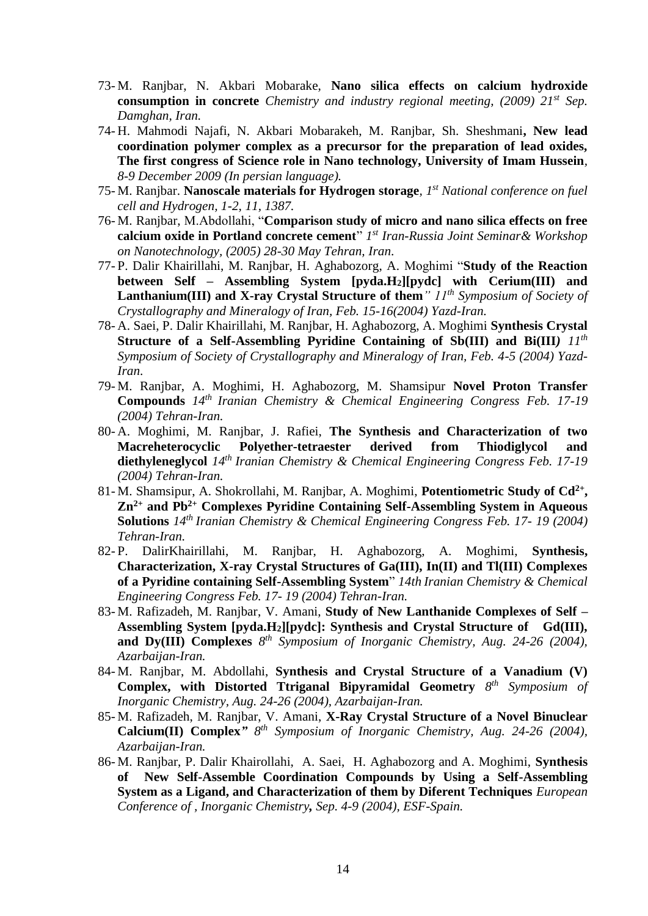73- M. Ranjbar, N. Akbari Mobarake, **Nano silica effects on calcium hydroxide consumption in concrete** *Chemistry and industry regional meeting, (2009) 21st Sep. Damghan, Iran.*

74- H. Mahmodi Najafi, N. Akbari Mobarakeh, M. Ranjbar, Sh. Sheshmani**, New lead coordination polymer complex as a precursor for the preparation of lead oxides, The first congress of Science role in Nano technology, University of Imam Hussein**, *8-9 December 2009 (In persian language).*

75- M. Ranjbar. **Nanoscale materials for Hydrogen storage**, *1st National conference on fuel cell and Hydrogen, 1-2, 11, 1387.*

76- M. Ranjbar, M.Abdollahi, "**Comparison study of micro and nano silica effects on free calcium oxide in Portland concrete cement**" *1st Iran-Russia Joint Seminar& Workshop on Nanotechnology, (2005) 28-30 May Tehran, Iran.*

77- P. Dalir Khairillahi, M. Ranjbar, H. Aghabozorg, A. Moghimi "**Study of the Reaction between Self – Assembling System [pyda.$H_2$][pydc] with Cerium(III) and Lanthanium(III) and X-ray Crystal Structure of them**" *11th Symposium of Society of Crystallography and Mineralogy of Iran, Feb. 15-16(2004) Yazd-Iran.*

78- A. Saei, P. Dalir Khairillahi, M. Ranjbar, H. Aghabozorg, A. Moghimi **Synthesis Crystal Structure of a Self-Assembling Pyridine Containing of Sb(III) and Bi(III)** *11th Symposium of Society of Crystallography and Mineralogy of Iran, Feb. 4-5 (2004) Yazd-Iran.*

79- M. Ranjbar, A. Moghimi, H. Aghabozorg, M. Shamsipur **Novel Proton Transfer Compounds** *14th Iranian Chemistry & Chemical Engineering Congress Feb. 17-19 (2004) Tehran-Iran.*

80- A. Moghimi, M. Ranjbar, J. Rafiei, **The Synthesis and Characterization of two Macreheterocyclic Polyether-tetraester derived from Thiodiglycol and diethyleneglycol** *14th Iranian Chemistry & Chemical Engineering Congress Feb. 17-19 (2004) Tehran-Iran.*

81- M. Shamsipur, A. Shokrollahi, M. Ranjbar, A. Moghimi, **Potentiometric Study of $Cd^{2+}$, $Zn^{2+}$ and $Pb^{2+}$ Complexes Pyridine Containing Self-Assembling System in Aqueous Solutions** *14th Iranian Chemistry & Chemical Engineering Congress Feb. 17- 19 (2004) Tehran-Iran.*

82- P. DalirKhairillahi, M. Ranjbar, H. Aghabozorg, A. Moghimi, **Synthesis, Characterization, X-ray Crystal Structures of Ga(III), In(II) and Tl(III) Complexes of a Pyridine containing Self-Assembling System**" *14th Iranian Chemistry & Chemical Engineering Congress Feb. 17- 19 (2004) Tehran-Iran.*

83- M. Rafizadeh, M. Ranjbar, V. Amani, **Study of New Lanthanide Complexes of Self – Assembling System [pyda.$H_2$][pydc]: Synthesis and Crystal Structure of Gd(III), and Dy(III) Complexes** *8th Symposium of Inorganic Chemistry, Aug. 24-26 (2004), Azarbaijan-Iran.*

84- M. Ranjbar, M. Abdollahi, **Synthesis and Crystal Structure of a Vanadium (V) Complex, with Distorted Ttriganal Bipyramidal Geometry** *8th Symposium of Inorganic Chemistry, Aug. 24-26 (2004), Azarbaijan-Iran.*

85- M. Rafizadeh, M. Ranjbar, V. Amani, **X-Ray Crystal Structure of a Novel Binuclear Calcium(II) Complex"** *8th Symposium of Inorganic Chemistry, Aug. 24-26 (2004), Azarbaijan-Iran.*

86- M. Ranjbar, P. Dalir Khairollahi, A. Saei, H. Aghabozorg and A. Moghimi, **Synthesis of New Self-Assemble Coordination Compounds by Using a Self-Assembling System as a Ligand, and Characterization of them by Diferent Techniques** *European Conference of , Inorganic Chemistry**,** Sep. 4-9 (2004), ESF-Spain.*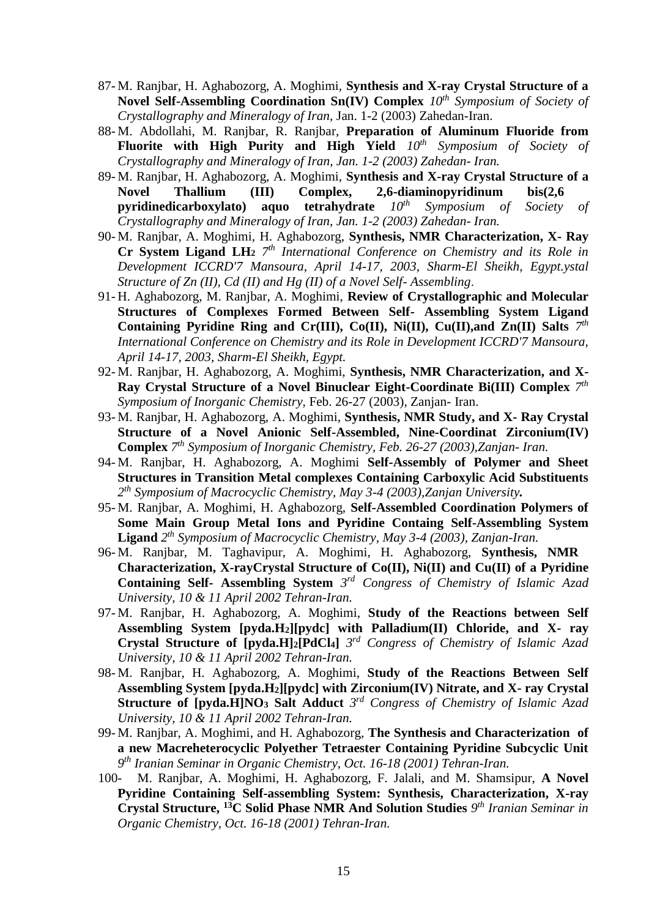87- M. Ranjbar, H. Aghabozorg, A. Moghimi, **Synthesis and X-ray Crystal Structure of a Novel Self-Assembling Coordination Sn(IV) Complex** *10th Symposium of Society of Crystallography and Mineralogy of Iran,* Jan. 1-2 (2003) Zahedan-Iran.

88- M. Abdollahi, M. Ranjbar, R. Ranjbar, **Preparation of Aluminum Fluoride from Fluorite with High Purity and High Yield** *10th Symposium of Society of Crystallography and Mineralogy of Iran, Jan. 1-2 (2003) Zahedan- Iran.*

89- M. Ranjbar, H. Aghabozorg, A. Moghimi, **Synthesis and X-ray Crystal Structure of a Novel Thallium (III) Complex, 2,6-diaminopyridinum bis(2,6 pyridinedicarboxylato) aquo tetrahydrate** *10th Symposium of Society of Crystallography and Mineralogy of Iran, Jan. 1-2 (2003) Zahedan- Iran.*

90- M. Ranjbar, A. Moghimi, H. Aghabozorg, **Synthesis, NMR Characterization, X- Ray Cr System Ligand LH$_2$** *7th International Conference on Chemistry and its Role in Development ICCRD'7 Mansoura, April 14-17, 2003, Sharm-El Sheikh, Egypt.ystal Structure of Zn (II), Cd (II) and Hg (II) of a Novel Self- Assembling.*

91- H. Aghabozorg, M. Ranjbar, A. Moghimi, **Review of Crystallographic and Molecular Structures of Complexes Formed Between Self- Assembling System Ligand Containing Pyridine Ring and Cr(III), Co(II), Ni(II), Cu(II),and Zn(II) Salts** *7th International Conference on Chemistry and its Role in Development ICCRD'7 Mansoura, April 14-17, 2003, Sharm-El Sheikh, Egypt.*

92- M. Ranjbar, H. Aghabozorg, A. Moghimi, **Synthesis, NMR Characterization, and X-Ray Crystal Structure of a Novel Binuclear Eight-Coordinate Bi(III) Complex** *7th Symposium of Inorganic Chemistry,* Feb. 26-27 (2003), Zanjan- Iran.

93- M. Ranjbar, H. Aghabozorg, A. Moghimi, **Synthesis, NMR Study, and X- Ray Crystal Structure of a Novel Anionic Self-Assembled, Nine-Coordinat Zirconium(IV) Complex** *7th Symposium of Inorganic Chemistry, Feb. 26-27 (2003),Zanjan- Iran.*

94- M. Ranjbar, H. Aghabozorg, A. Moghimi **Self-Assembly of Polymer and Sheet Structures in Transition Metal complexes Containing Carboxylic Acid Substituents** *2th Symposium of Macrocyclic Chemistry, May 3-4 (2003),Zanjan University***.**

95- M. Ranjbar, A. Moghimi, H. Aghabozorg, **Self-Assembled Coordination Polymers of Some Main Group Metal Ions and Pyridine Containg Self-Assembling System Ligand** *2th Symposium of Macrocyclic Chemistry, May 3-4 (2003), Zanjan-Iran.*

96- M. Ranjbar, M. Taghavipur, A. Moghimi, H. Aghabozorg, **Synthesis, NMR Characterization, X-rayCrystal Structure of Co(II), Ni(II) and Cu(II) of a Pyridine Containing Self- Assembling System** *3rd Congress of Chemistry of Islamic Azad University, 10 & 11 April 2002 Tehran-Iran.*

97- M. Ranjbar, H. Aghabozorg, A. Moghimi, **Study of the Reactions between Self Assembling System [pyda.H$_2$][pydc] with Palladium(II) Chloride, and X- ray Crystal Structure of [pyda.H]$_2$[PdCl$_4$]** *3rd Congress of Chemistry of Islamic Azad University, 10 & 11 April 2002 Tehran-Iran.*

98- M. Ranjbar, H. Aghabozorg, A. Moghimi, **Study of the Reactions Between Self Assembling System [pyda.H$_2$][pydc] with Zirconium(IV) Nitrate, and X- ray Crystal Structure of [pyda.H]NO$_3$ Salt Adduct** *3rd Congress of Chemistry of Islamic Azad University, 10 & 11 April 2002 Tehran-Iran.*

99- M. Ranjbar, A. Moghimi, and H. Aghabozorg, **The Synthesis and Characterization of a new Macreheterocyclic Polyether Tetraester Containing Pyridine Subcyclic Unit** *9th Iranian Seminar in Organic Chemistry, Oct. 16-18 (2001) Tehran-Iran.*

100- M. Ranjbar, A. Moghimi, H. Aghabozorg, F. Jalali, and M. Shamsipur, **A Novel Pyridine Containing Self-assembling System: Synthesis, Characterization, X-ray Crystal Structure, $^{13}$C Solid Phase NMR And Solution Studies** *9th Iranian Seminar in Organic Chemistry, Oct. 16-18 (2001) Tehran-Iran.*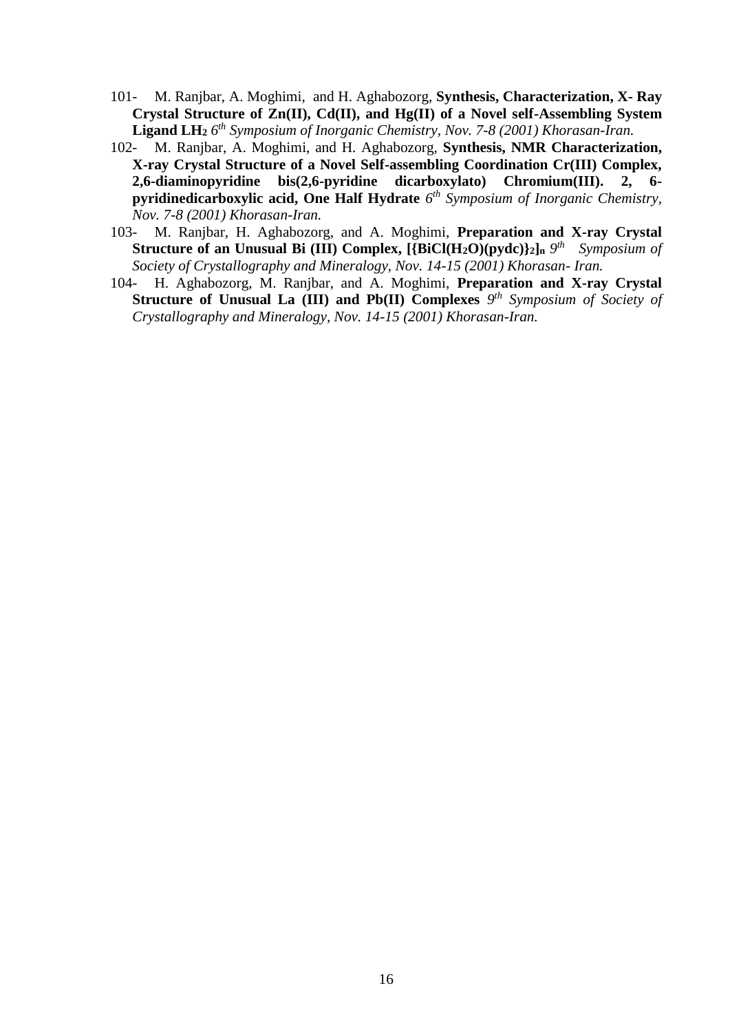101- M. Ranjbar, A. Moghimi, and H. Aghabozorg, **Synthesis, Characterization, X- Ray Crystal Structure of Zn(II), Cd(II), and Hg(II) of a Novel self-Assembling System Ligand $LH_2$** *6th Symposium of Inorganic Chemistry, Nov. 7-8 (2001) Khorasan-Iran.*

102- M. Ranjbar, A. Moghimi, and H. Aghabozorg, **Synthesis, NMR Characterization, X-ray Crystal Structure of a Novel Self-assembling Coordination Cr(III) Complex, 2,6-diaminopyridine bis(2,6-pyridine dicarboxylato) Chromium(III). 2, 6-pyridinedicarboxylic acid, One Half Hydrate** *6th Symposium of Inorganic Chemistry, Nov. 7-8 (2001) Khorasan-Iran.*

103- M. Ranjbar, H. Aghabozorg, and A. Moghimi, **Preparation and X-ray Crystal Structure of an Unusual Bi (III) Complex, $[\{BiCl(H_2O)(pydc)\}_2]_n$** *9th Symposium of Society of Crystallography and Mineralogy, Nov. 14-15 (2001) Khorasan- Iran.*

104- H. Aghabozorg, M. Ranjbar, and A. Moghimi, **Preparation and X-ray Crystal Structure of Unusual La (III) and Pb(II) Complexes** *9th Symposium of Society of Crystallography and Mineralogy, Nov. 14-15 (2001) Khorasan-Iran.*